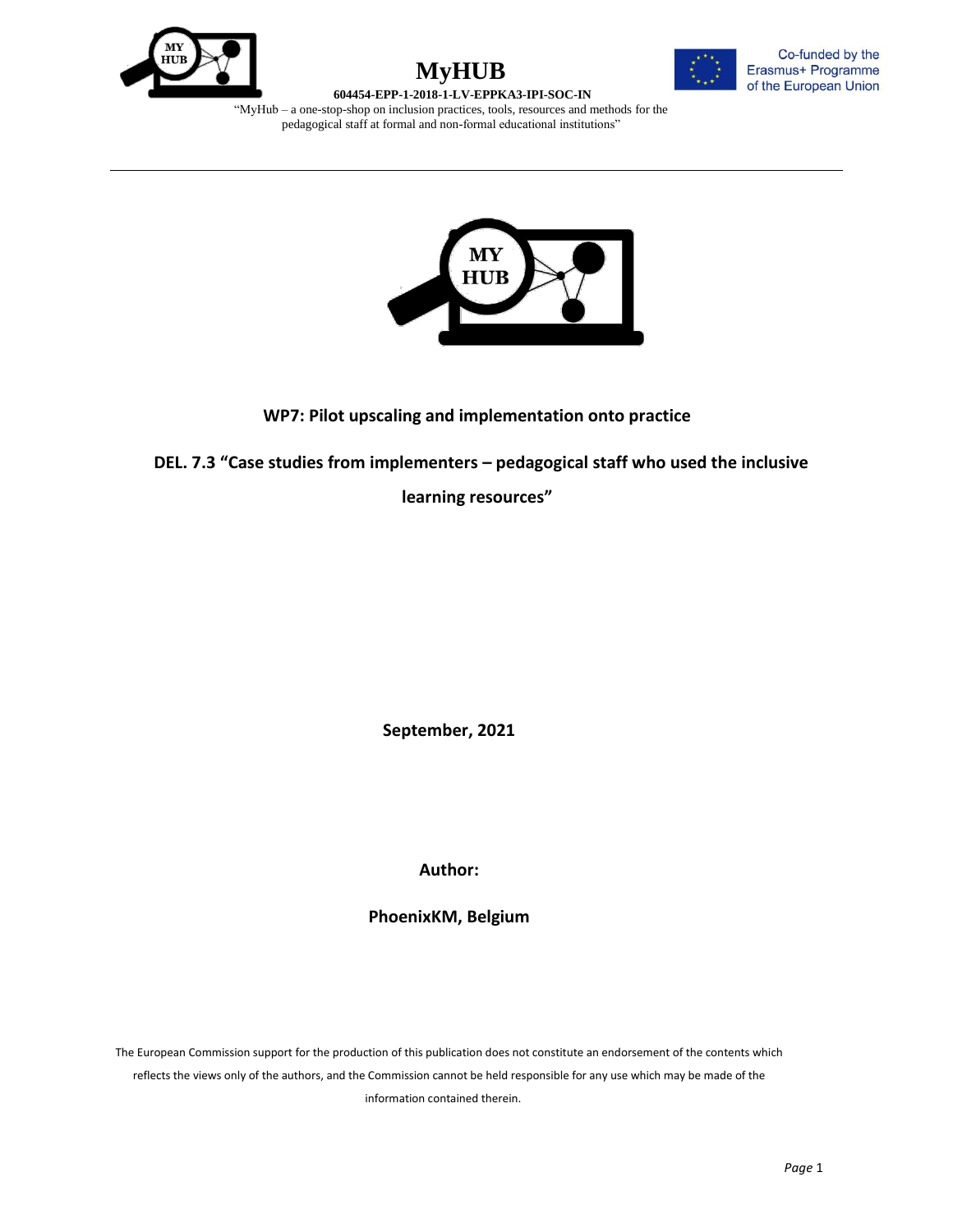# MyHUB

**604454-EPP-1-2018-1-LV-EPPKA3-IPI-SOC-IN**

"MyHub – a one-stop-shop on inclusion practices, tools, resources and methods for the pedagogical staff at formal and non-formal educational institutions"

Co-funded by the Erasmus+ Programme of the European Union

---

**WP7: Pilot upscaling and implementation onto practice**

**DEL. 7.3 "Case studies from implementers – pedagogical staff who used the inclusive learning resources"**

**September, 2021**

**Author:**

**PhoenixKM, Belgium**

The European Commission support for the production of this publication does not constitute an endorsement of the contents which reflects the views only of the authors, and the Commission cannot be held responsible for any use which may be made of the information contained therein.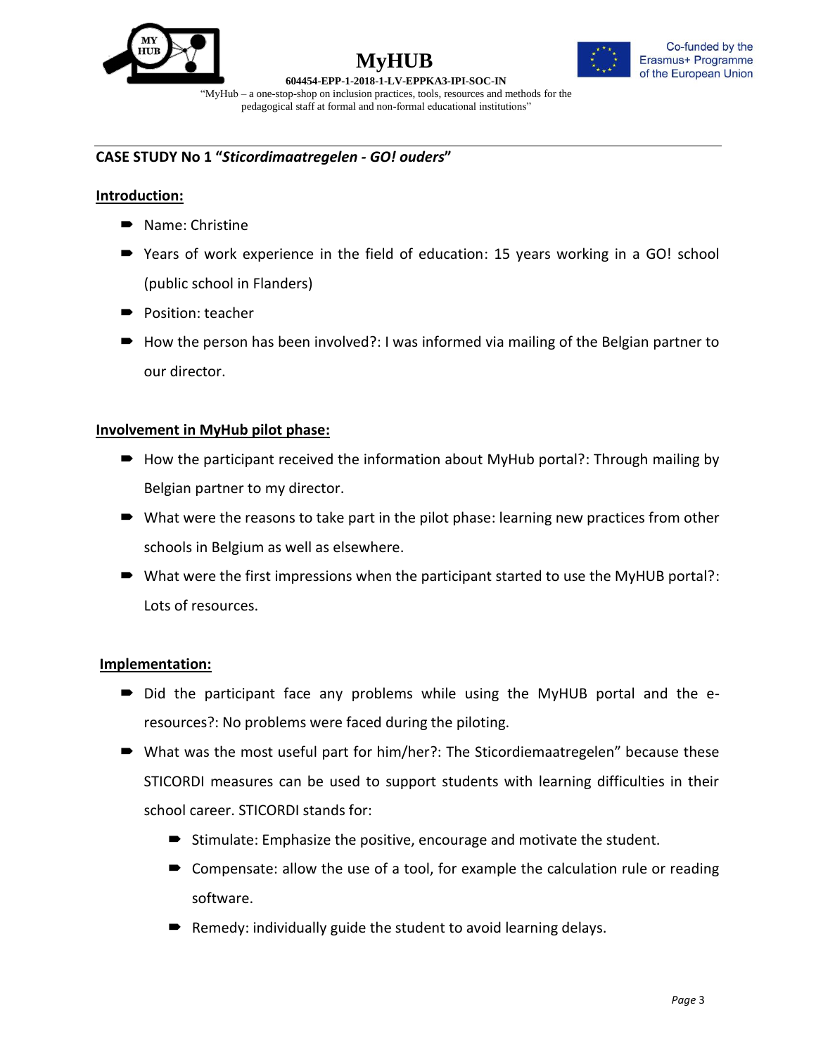## CASE STUDY No 1 “*Sticordimaatregelen - GO! ouders*”

**Introduction:**

- Name: Christine
- Years of work experience in the field of education: 15 years working in a GO! school (public school in Flanders)
- Position: teacher
- How the person has been involved?: I was informed via mailing of the Belgian partner to our director.

**Involvement in MyHub pilot phase:**

- How the participant received the information about MyHub portal?: Through mailing by Belgian partner to my director.
- What were the reasons to take part in the pilot phase: learning new practices from other schools in Belgium as well as elsewhere.
- What were the first impressions when the participant started to use the MyHUB portal?: Lots of resources.

**Implementation:**

- Did the participant face any problems while using the MyHUB portal and the e-resources?: No problems were faced during the piloting.
- What was the most useful part for him/her?: The Sticordiemaatregelen” because these STICORDI measures can be used to support students with learning difficulties in their school career. STICORDI stands for:
  - Stimulate: Emphasize the positive, encourage and motivate the student.
  - Compensate: allow the use of a tool, for example the calculation rule or reading software.
  - Remedy: individually guide the student to avoid learning delays.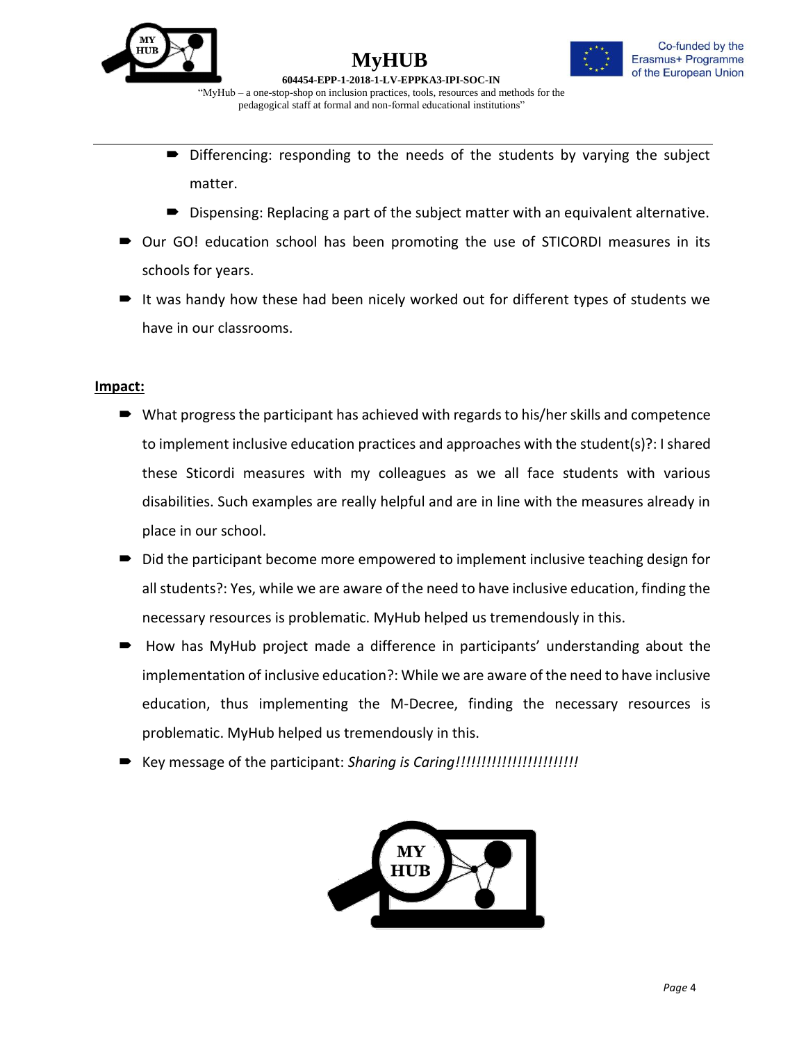- Differencing: responding to the needs of the students by varying the subject matter.
- Dispensing: Replacing a part of the subject matter with an equivalent alternative.

- Our GO! education school has been promoting the use of STICORDI measures in its schools for years.
- It was handy how these had been nicely worked out for different types of students we have in our classrooms.

**Impact:**

- What progress the participant has achieved with regards to his/her skills and competence to implement inclusive education practices and approaches with the student(s)?: I shared these Sticordi measures with my colleagues as we all face students with various disabilities. Such examples are really helpful and are in line with the measures already in place in our school.
- Did the participant become more empowered to implement inclusive teaching design for all students?: Yes, while we are aware of the need to have inclusive education, finding the necessary resources is problematic. MyHub helped us tremendously in this.
- How has MyHub project made a difference in participants' understanding about the implementation of inclusive education?: While we are aware of the need to have inclusive education, thus implementing the M-Decree, finding the necessary resources is problematic. MyHub helped us tremendously in this.
- Key message of the participant: *Sharing is Caring!!!!!!!!!!!!!!!!!!!!!!!!*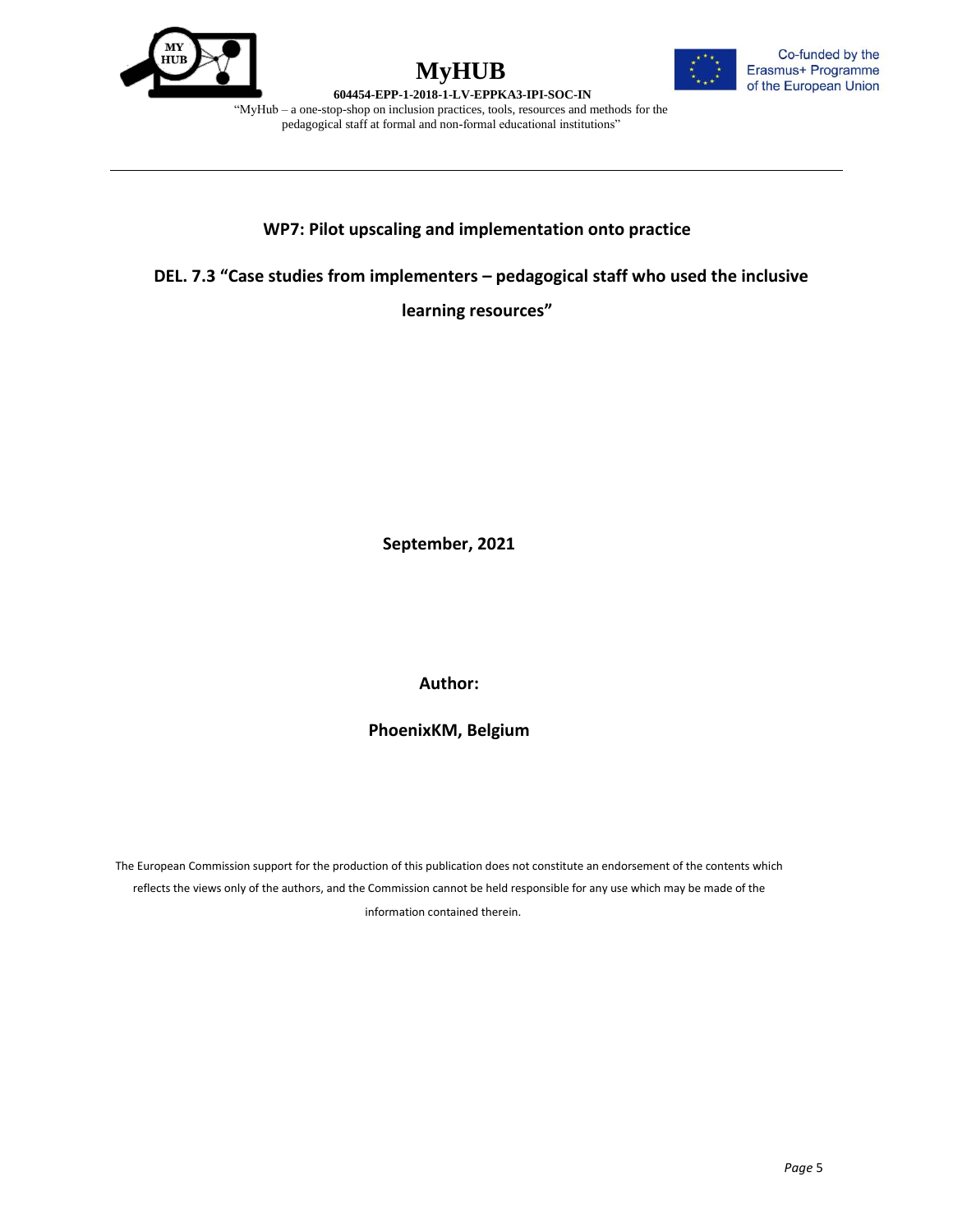**WP7: Pilot upscaling and implementation onto practice**

**DEL. 7.3 "Case studies from implementers – pedagogical staff who used the inclusive learning resources"**

**September, 2021**

**Author:**

**PhoenixKM, Belgium**

The European Commission support for the production of this publication does not constitute an endorsement of the contents which reflects the views only of the authors, and the Commission cannot be held responsible for any use which may be made of the information contained therein.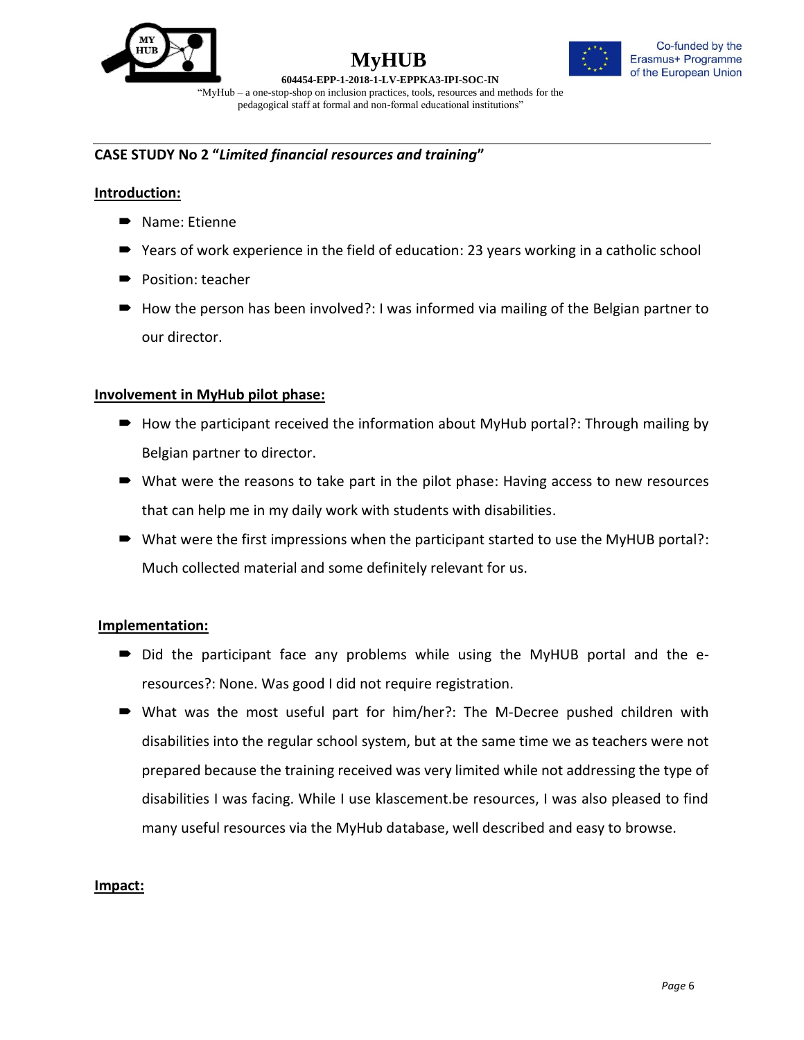## CASE STUDY No 2 "*Limited financial resources and training*"

**Introduction:**

- Name: Etienne
- Years of work experience in the field of education: 23 years working in a catholic school
- Position: teacher
- How the person has been involved?: I was informed via mailing of the Belgian partner to our director.

**Involvement in MyHub pilot phase:**

- How the participant received the information about MyHub portal?: Through mailing by Belgian partner to director.
- What were the reasons to take part in the pilot phase: Having access to new resources that can help me in my daily work with students with disabilities.
- What were the first impressions when the participant started to use the MyHUB portal?: Much collected material and some definitely relevant for us.

**Implementation:**

- Did the participant face any problems while using the MyHUB portal and the e-resources?: None. Was good I did not require registration.
- What was the most useful part for him/her?: The M-Decree pushed children with disabilities into the regular school system, but at the same time we as teachers were not prepared because the training received was very limited while not addressing the type of disabilities I was facing. While I use klascement.be resources, I was also pleased to find many useful resources via the MyHub database, well described and easy to browse.

**Impact:**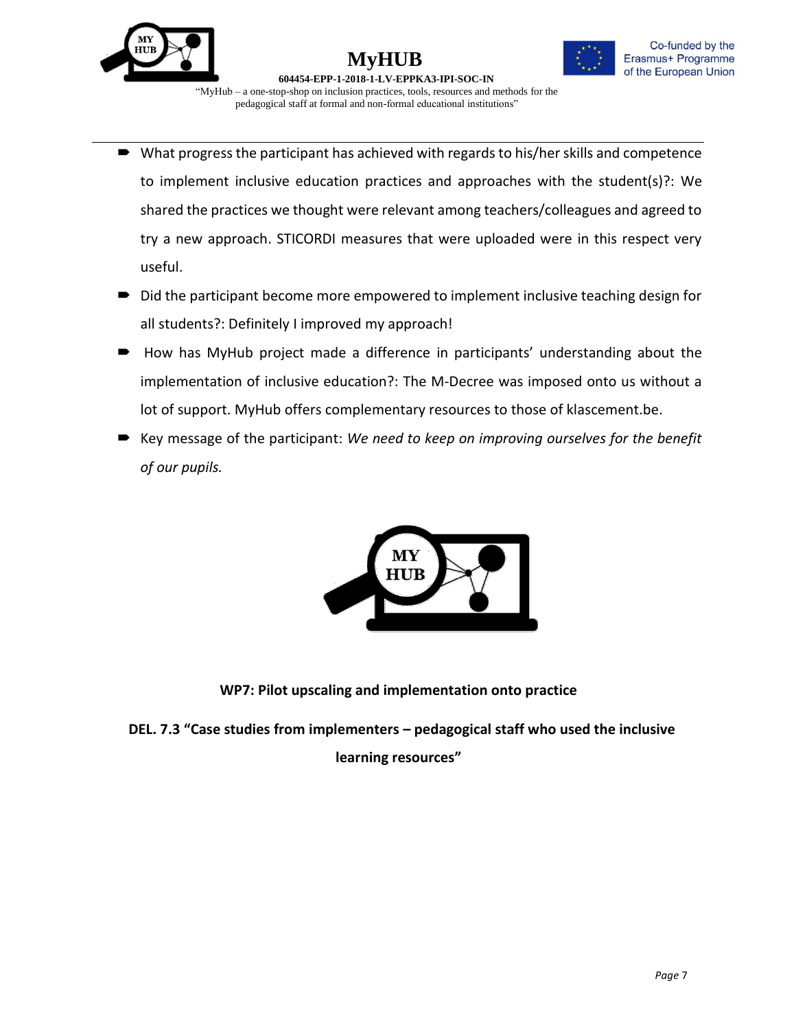- What progress the participant has achieved with regards to his/her skills and competence to implement inclusive education practices and approaches with the student(s)?: We shared the practices we thought were relevant among teachers/colleagues and agreed to try a new approach. STICORDI measures that were uploaded were in this respect very useful.
- Did the participant become more empowered to implement inclusive teaching design for all students?: Definitely I improved my approach!
- How has MyHub project made a difference in participants' understanding about the implementation of inclusive education?: The M-Decree was imposed onto us without a lot of support. MyHub offers complementary resources to those of klascement.be.
- Key message of the participant: *We need to keep on improving ourselves for the benefit of our pupils.*

**WP7: Pilot upscaling and implementation onto practice**

**DEL. 7.3 "Case studies from implementers – pedagogical staff who used the inclusive learning resources"**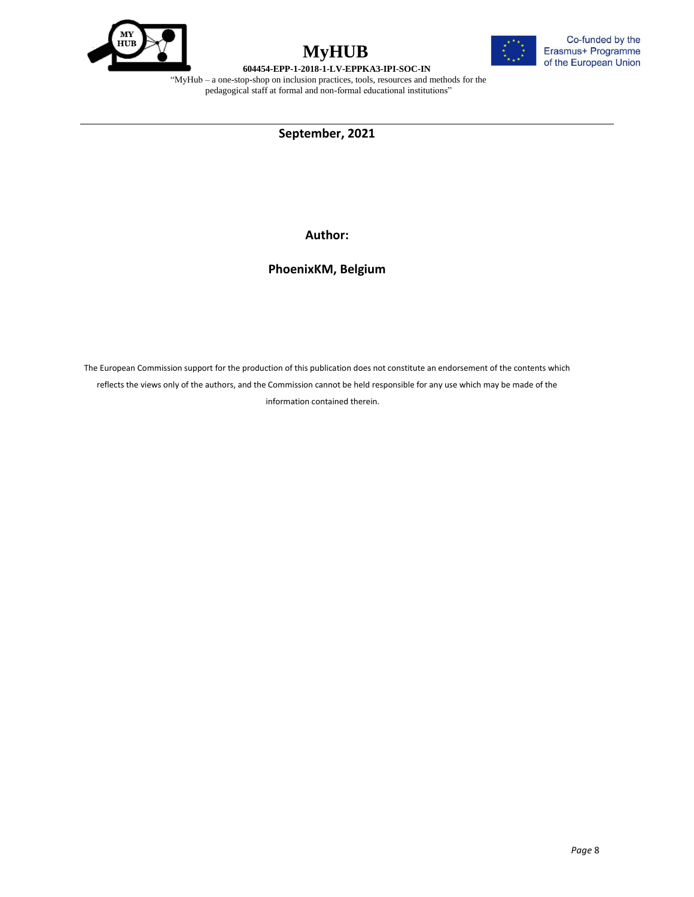**September, 2021**

**Author:**

**PhoenixKM, Belgium**

The European Commission support for the production of this publication does not constitute an endorsement of the contents which reflects the views only of the authors, and the Commission cannot be held responsible for any use which may be made of the information contained therein.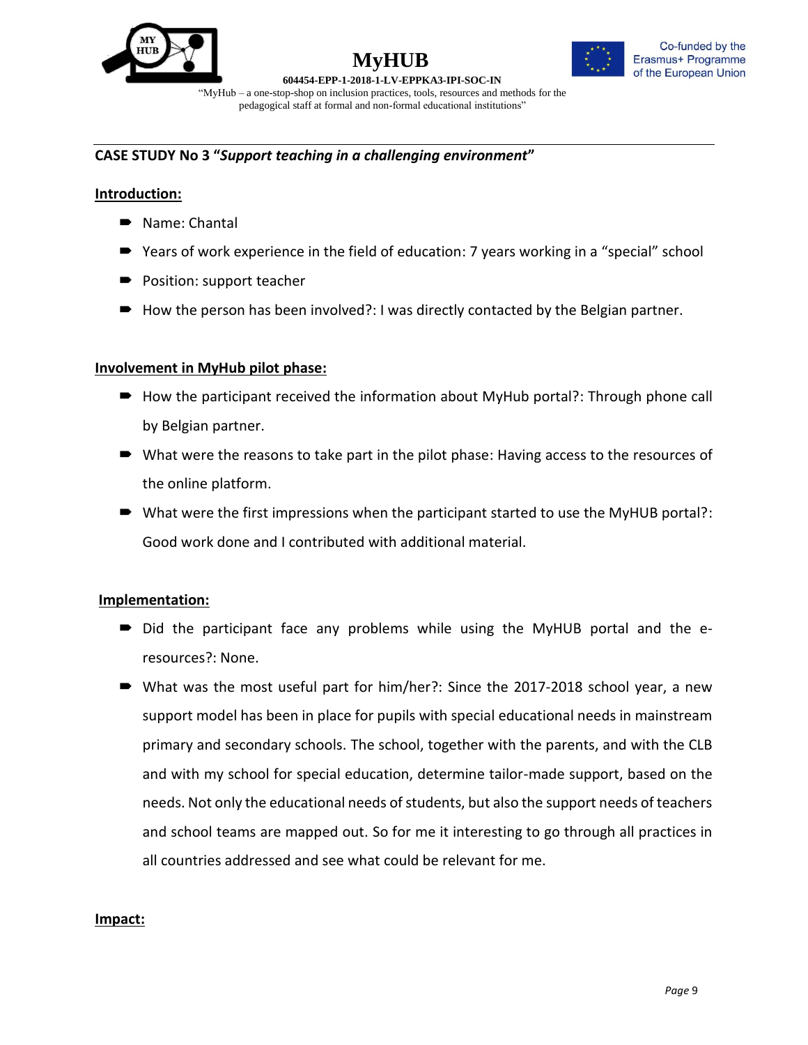**CASE STUDY No 3 "*Support teaching in a challenging environment*"**

**Introduction:**

- Name: Chantal
- Years of work experience in the field of education: 7 years working in a "special" school
- Position: support teacher
- How the person has been involved?: I was directly contacted by the Belgian partner.

**Involvement in MyHub pilot phase:**

- How the participant received the information about MyHub portal?: Through phone call by Belgian partner.
- What were the reasons to take part in the pilot phase: Having access to the resources of the online platform.
- What were the first impressions when the participant started to use the MyHUB portal?: Good work done and I contributed with additional material.

**Implementation:**

- Did the participant face any problems while using the MyHUB portal and the e-resources?: None.
- What was the most useful part for him/her?: Since the 2017-2018 school year, a new support model has been in place for pupils with special educational needs in mainstream primary and secondary schools. The school, together with the parents, and with the CLB and with my school for special education, determine tailor-made support, based on the needs. Not only the educational needs of students, but also the support needs of teachers and school teams are mapped out. So for me it interesting to go through all practices in all countries addressed and see what could be relevant for me.

**Impact:**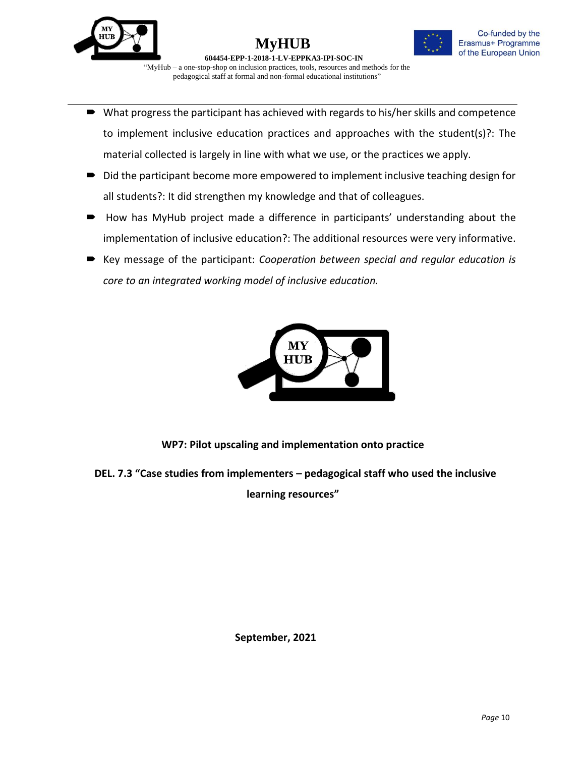- What progress the participant has achieved with regards to his/her skills and competence to implement inclusive education practices and approaches with the student(s)?: The material collected is largely in line with what we use, or the practices we apply.
- Did the participant become more empowered to implement inclusive teaching design for all students?: It did strengthen my knowledge and that of colleagues.
- How has MyHub project made a difference in participants' understanding about the implementation of inclusive education?: The additional resources were very informative.
- Key message of the participant: *Cooperation between special and regular education is core to an integrated working model of inclusive education.*

**WP7: Pilot upscaling and implementation onto practice**

**DEL. 7.3 "Case studies from implementers – pedagogical staff who used the inclusive learning resources"**

**September, 2021**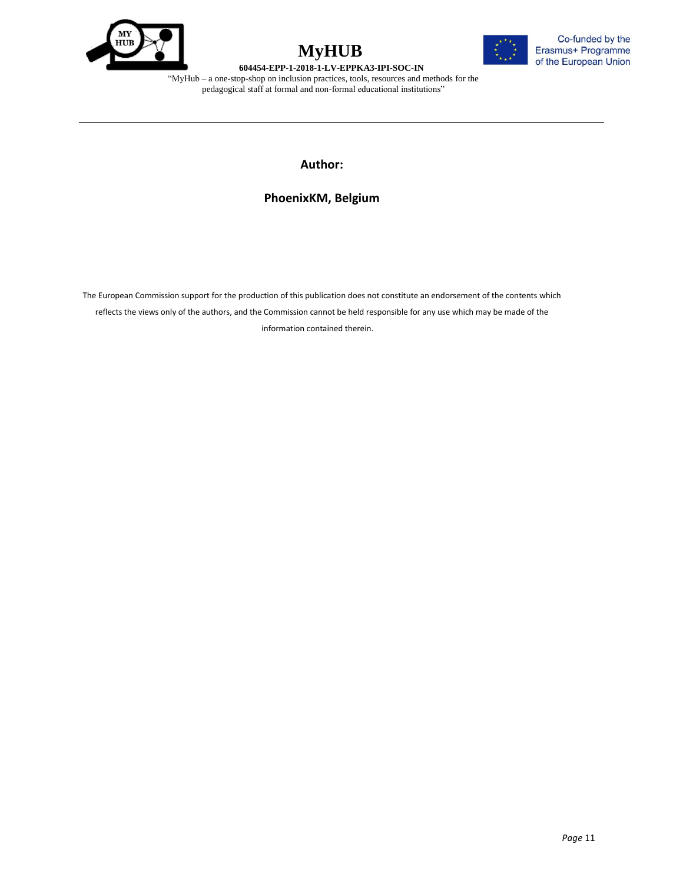**Author:**

**PhoenixKM, Belgium**

The European Commission support for the production of this publication does not constitute an endorsement of the contents which reflects the views only of the authors, and the Commission cannot be held responsible for any use which may be made of the information contained therein.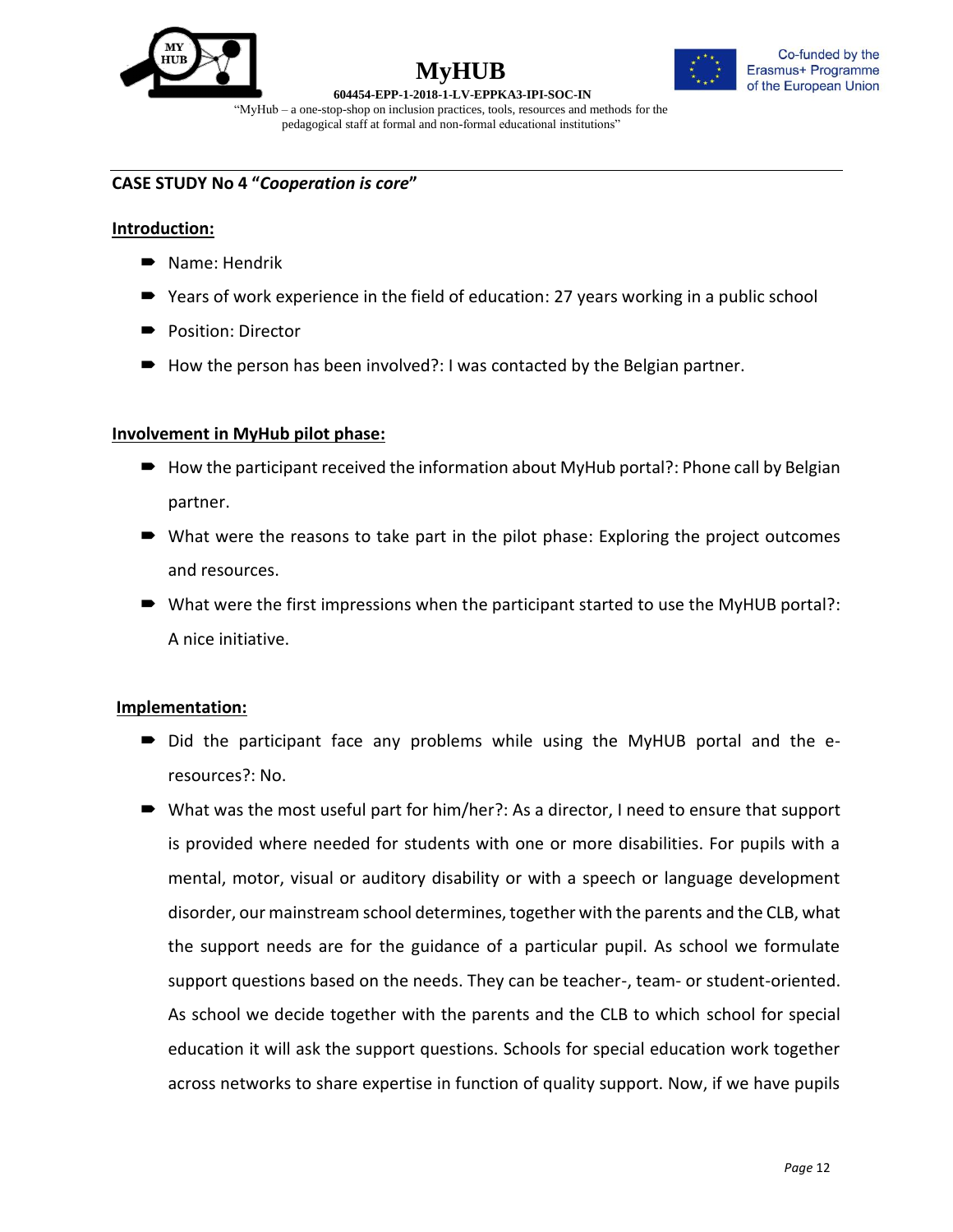**CASE STUDY No 4 "*Cooperation is core*"**

**Introduction:**

- Name: Hendrik
- Years of work experience in the field of education: 27 years working in a public school
- Position: Director
- How the person has been involved?: I was contacted by the Belgian partner.

**Involvement in MyHub pilot phase:**

- How the participant received the information about MyHub portal?: Phone call by Belgian partner.
- What were the reasons to take part in the pilot phase: Exploring the project outcomes and resources.
- What were the first impressions when the participant started to use the MyHUB portal?: A nice initiative.

**Implementation:**

- Did the participant face any problems while using the MyHUB portal and the e-resources?: No.
- What was the most useful part for him/her?: As a director, I need to ensure that support is provided where needed for students with one or more disabilities. For pupils with a mental, motor, visual or auditory disability or with a speech or language development disorder, our mainstream school determines, together with the parents and the CLB, what the support needs are for the guidance of a particular pupil. As school we formulate support questions based on the needs. They can be teacher-, team- or student-oriented. As school we decide together with the parents and the CLB to which school for special education it will ask the support questions. Schools for special education work together across networks to share expertise in function of quality support. Now, if we have pupils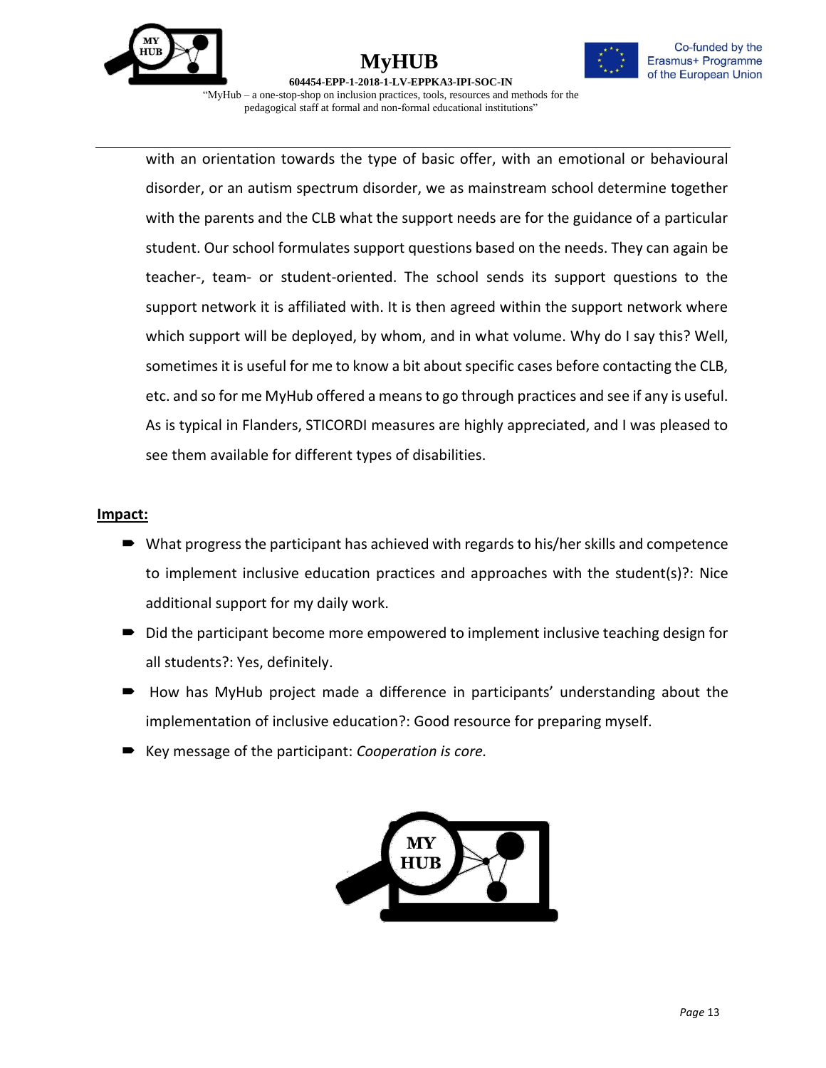with an orientation towards the type of basic offer, with an emotional or behavioural disorder, or an autism spectrum disorder, we as mainstream school determine together with the parents and the CLB what the support needs are for the guidance of a particular student. Our school formulates support questions based on the needs. They can again be teacher-, team- or student-oriented. The school sends its support questions to the support network it is affiliated with. It is then agreed within the support network where which support will be deployed, by whom, and in what volume. Why do I say this? Well, sometimes it is useful for me to know a bit about specific cases before contacting the CLB, etc. and so for me MyHub offered a means to go through practices and see if any is useful. As is typical in Flanders, STICORDI measures are highly appreciated, and I was pleased to see them available for different types of disabilities.

**Impact:**

- What progress the participant has achieved with regards to his/her skills and competence to implement inclusive education practices and approaches with the student(s)?: Nice additional support for my daily work.
- Did the participant become more empowered to implement inclusive teaching design for all students?: Yes, definitely.
- How has MyHub project made a difference in participants' understanding about the implementation of inclusive education?: Good resource for preparing myself.
- Key message of the participant: *Cooperation is core.*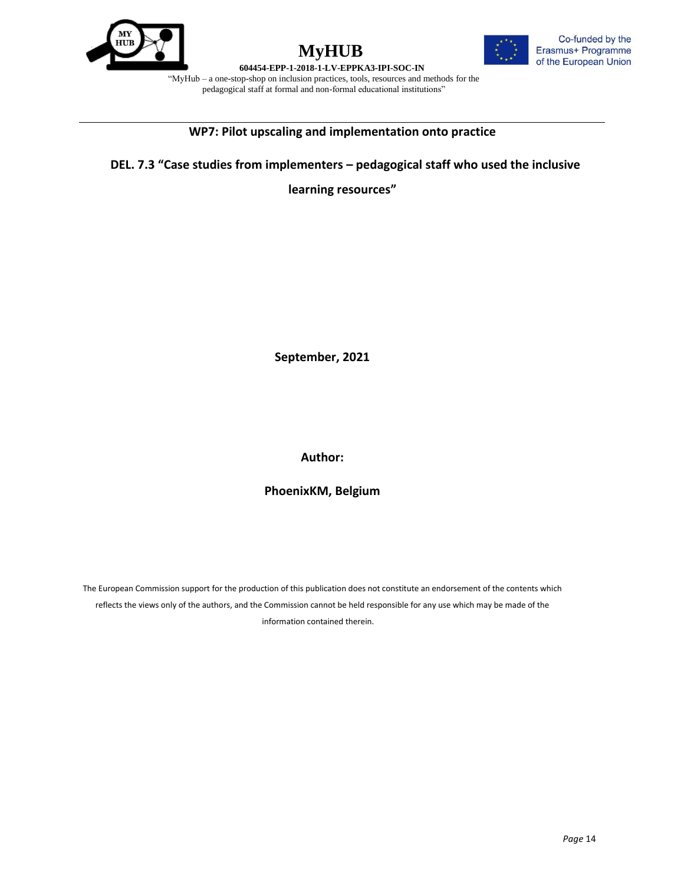**WP7: Pilot upscaling and implementation onto practice**

# DEL. 7.3 "Case studies from implementers – pedagogical staff who used the inclusive learning resources"

**September, 2021**

**Author:**

**PhoenixKM, Belgium**

The European Commission support for the production of this publication does not constitute an endorsement of the contents which reflects the views only of the authors, and the Commission cannot be held responsible for any use which may be made of the information contained therein.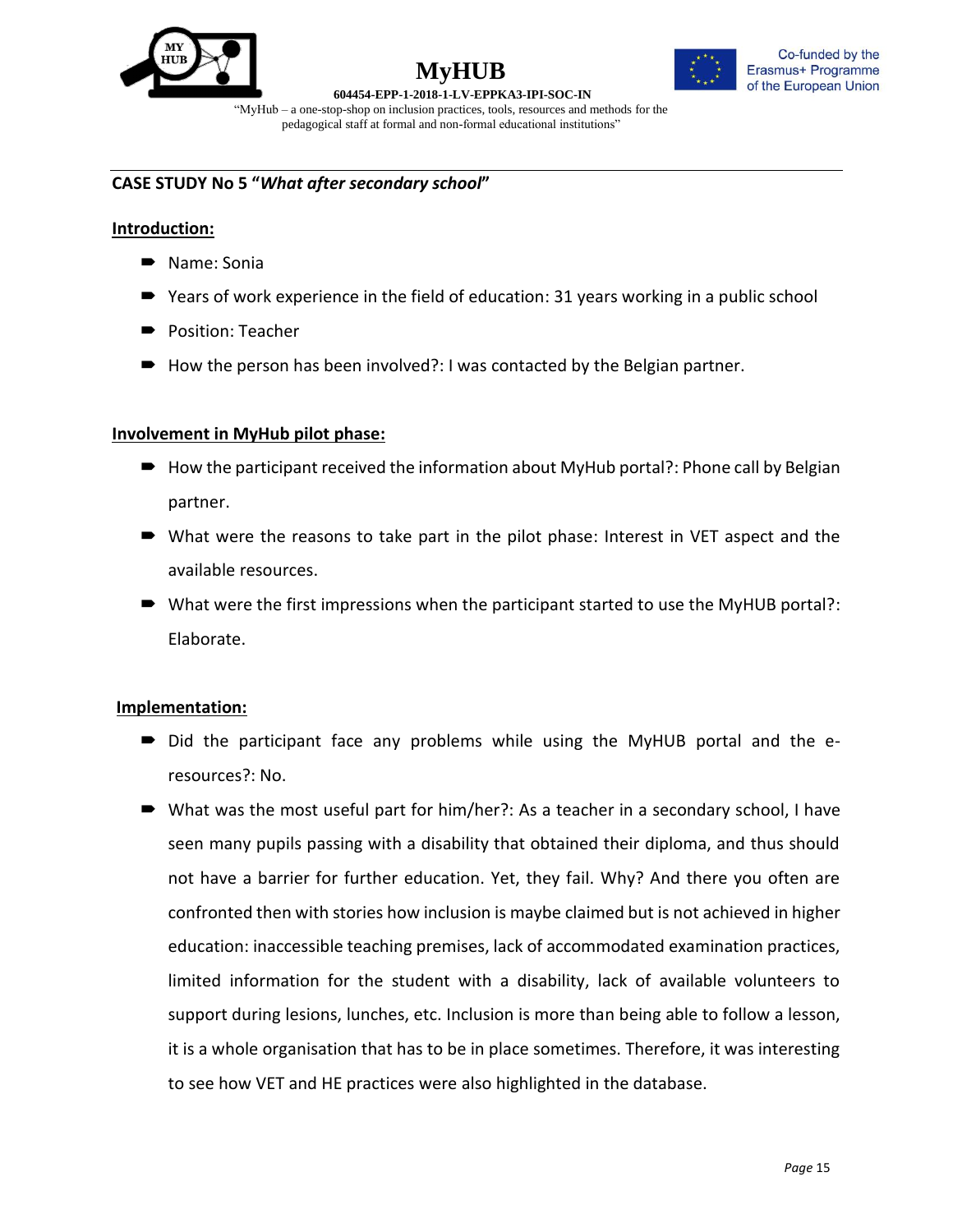## CASE STUDY No 5 "*What after secondary school*"

**Introduction:**

- Name: Sonia
- Years of work experience in the field of education: 31 years working in a public school
- Position: Teacher
- How the person has been involved?: I was contacted by the Belgian partner.

**Involvement in MyHub pilot phase:**

- How the participant received the information about MyHub portal?: Phone call by Belgian partner.
- What were the reasons to take part in the pilot phase: Interest in VET aspect and the available resources.
- What were the first impressions when the participant started to use the MyHUB portal?: Elaborate.

**Implementation:**

- Did the participant face any problems while using the MyHUB portal and the e-resources?: No.
- What was the most useful part for him/her?: As a teacher in a secondary school, I have seen many pupils passing with a disability that obtained their diploma, and thus should not have a barrier for further education. Yet, they fail. Why? And there you often are confronted then with stories how inclusion is maybe claimed but is not achieved in higher education: inaccessible teaching premises, lack of accommodated examination practices, limited information for the student with a disability, lack of available volunteers to support during lesions, lunches, etc. Inclusion is more than being able to follow a lesson, it is a whole organisation that has to be in place sometimes. Therefore, it was interesting to see how VET and HE practices were also highlighted in the database.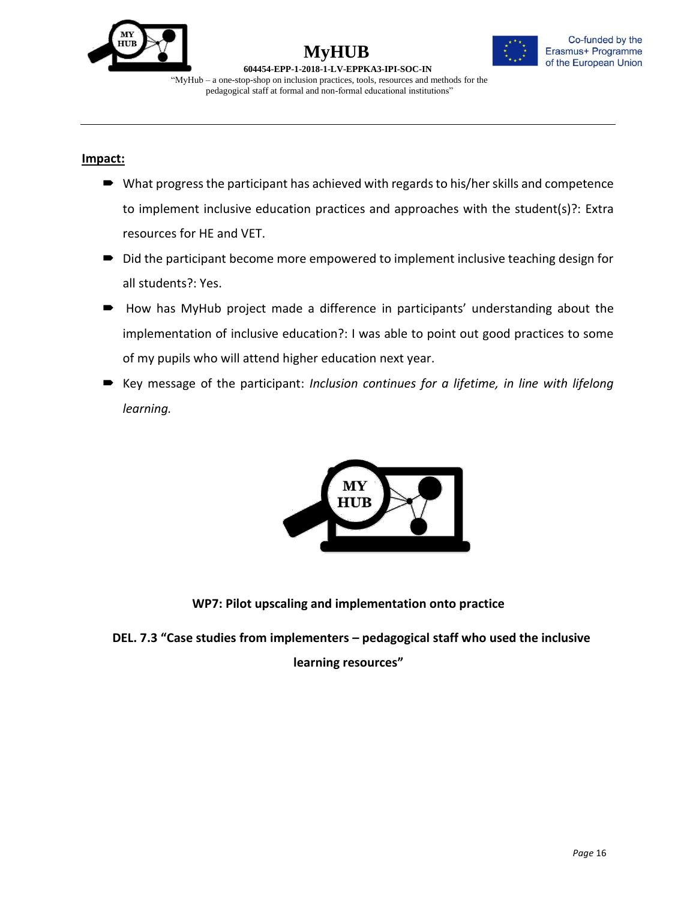**Impact:**

- What progress the participant has achieved with regards to his/her skills and competence to implement inclusive education practices and approaches with the student(s)?: Extra resources for HE and VET.
- Did the participant become more empowered to implement inclusive teaching design for all students?: Yes.
- How has MyHub project made a difference in participants' understanding about the implementation of inclusive education?: I was able to point out good practices to some of my pupils who will attend higher education next year.
- Key message of the participant: *Inclusion continues for a lifetime, in line with lifelong learning.*

**WP7: Pilot upscaling and implementation onto practice**

**DEL. 7.3 "Case studies from implementers – pedagogical staff who used the inclusive learning resources"**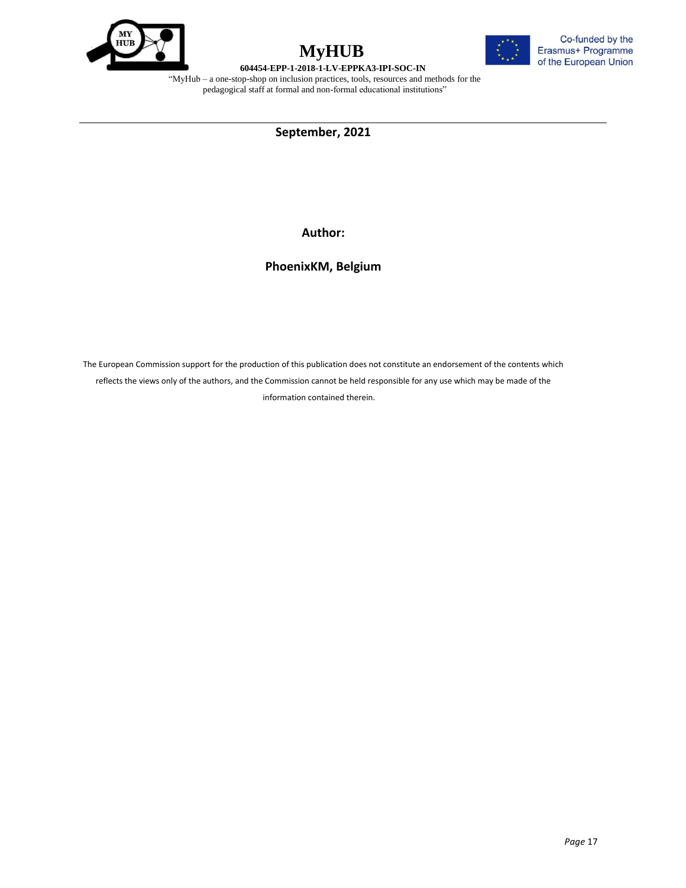**September, 2021**

**Author:**

**PhoenixKM, Belgium**

The European Commission support for the production of this publication does not constitute an endorsement of the contents which reflects the views only of the authors, and the Commission cannot be held responsible for any use which may be made of the information contained therein.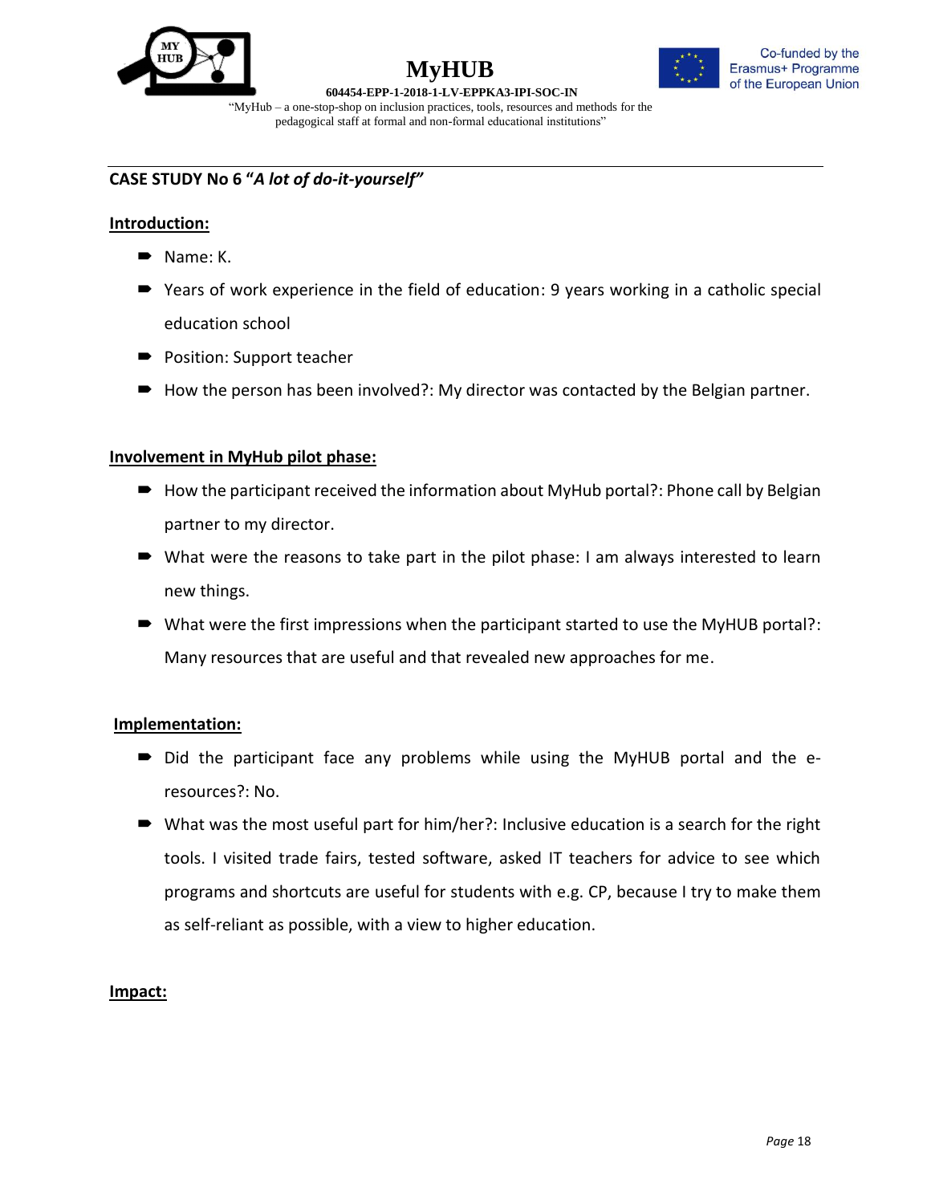## CASE STUDY No 6 "*A lot of do-it-yourself*"

**Introduction:**

- Name: K.
- Years of work experience in the field of education: 9 years working in a catholic special education school
- Position: Support teacher
- How the person has been involved?: My director was contacted by the Belgian partner.

**Involvement in MyHub pilot phase:**

- How the participant received the information about MyHub portal?: Phone call by Belgian partner to my director.
- What were the reasons to take part in the pilot phase: I am always interested to learn new things.
- What were the first impressions when the participant started to use the MyHUB portal?: Many resources that are useful and that revealed new approaches for me.

**Implementation:**

- Did the participant face any problems while using the MyHUB portal and the e-resources?: No.
- What was the most useful part for him/her?: Inclusive education is a search for the right tools. I visited trade fairs, tested software, asked IT teachers for advice to see which programs and shortcuts are useful for students with e.g. CP, because I try to make them as self-reliant as possible, with a view to higher education.

**Impact:**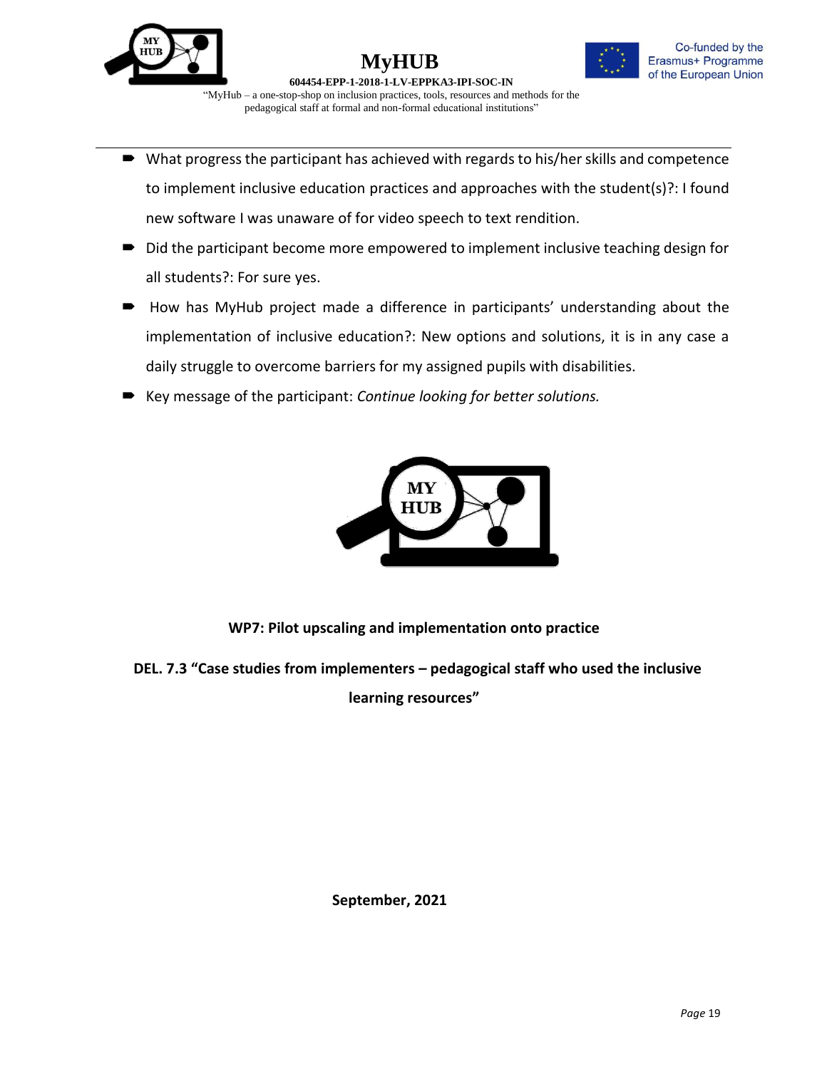- What progress the participant has achieved with regards to his/her skills and competence to implement inclusive education practices and approaches with the student(s)?: I found new software I was unaware of for video speech to text rendition.
- Did the participant become more empowered to implement inclusive teaching design for all students?: For sure yes.
- How has MyHub project made a difference in participants' understanding about the implementation of inclusive education?: New options and solutions, it is in any case a daily struggle to overcome barriers for my assigned pupils with disabilities.
- Key message of the participant: *Continue looking for better solutions.*

**WP7: Pilot upscaling and implementation onto practice**

**DEL. 7.3 "Case studies from implementers – pedagogical staff who used the inclusive learning resources"**

**September, 2021**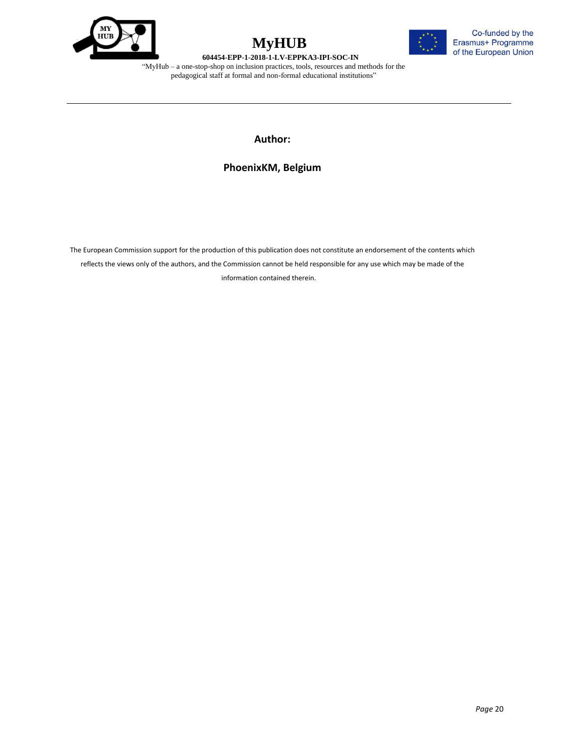**Author:**

**PhoenixKM, Belgium**

The European Commission support for the production of this publication does not constitute an endorsement of the contents which reflects the views only of the authors, and the Commission cannot be held responsible for any use which may be made of the information contained therein.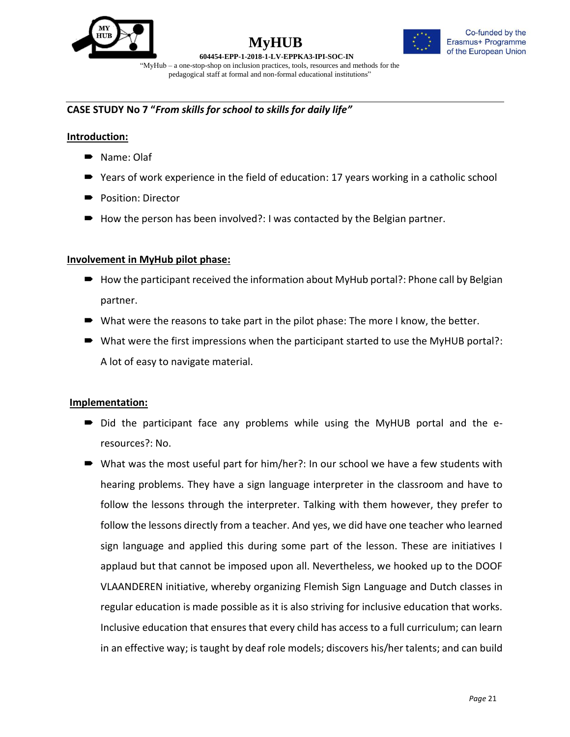**CASE STUDY No 7 "*From skills for school to skills for daily life*"**

**Introduction:**

- Name: Olaf
- Years of work experience in the field of education: 17 years working in a catholic school
- Position: Director
- How the person has been involved?: I was contacted by the Belgian partner.

**Involvement in MyHub pilot phase:**

- How the participant received the information about MyHub portal?: Phone call by Belgian partner.
- What were the reasons to take part in the pilot phase: The more I know, the better.
- What were the first impressions when the participant started to use the MyHUB portal?: A lot of easy to navigate material.

**Implementation:**

- Did the participant face any problems while using the MyHUB portal and the e-resources?: No.
- What was the most useful part for him/her?: In our school we have a few students with hearing problems. They have a sign language interpreter in the classroom and have to follow the lessons through the interpreter. Talking with them however, they prefer to follow the lessons directly from a teacher. And yes, we did have one teacher who learned sign language and applied this during some part of the lesson. These are initiatives I applaud but that cannot be imposed upon all. Nevertheless, we hooked up to the DOOF VLAANDEREN initiative, whereby organizing Flemish Sign Language and Dutch classes in regular education is made possible as it is also striving for inclusive education that works. Inclusive education that ensures that every child has access to a full curriculum; can learn in an effective way; is taught by deaf role models; discovers his/her talents; and can build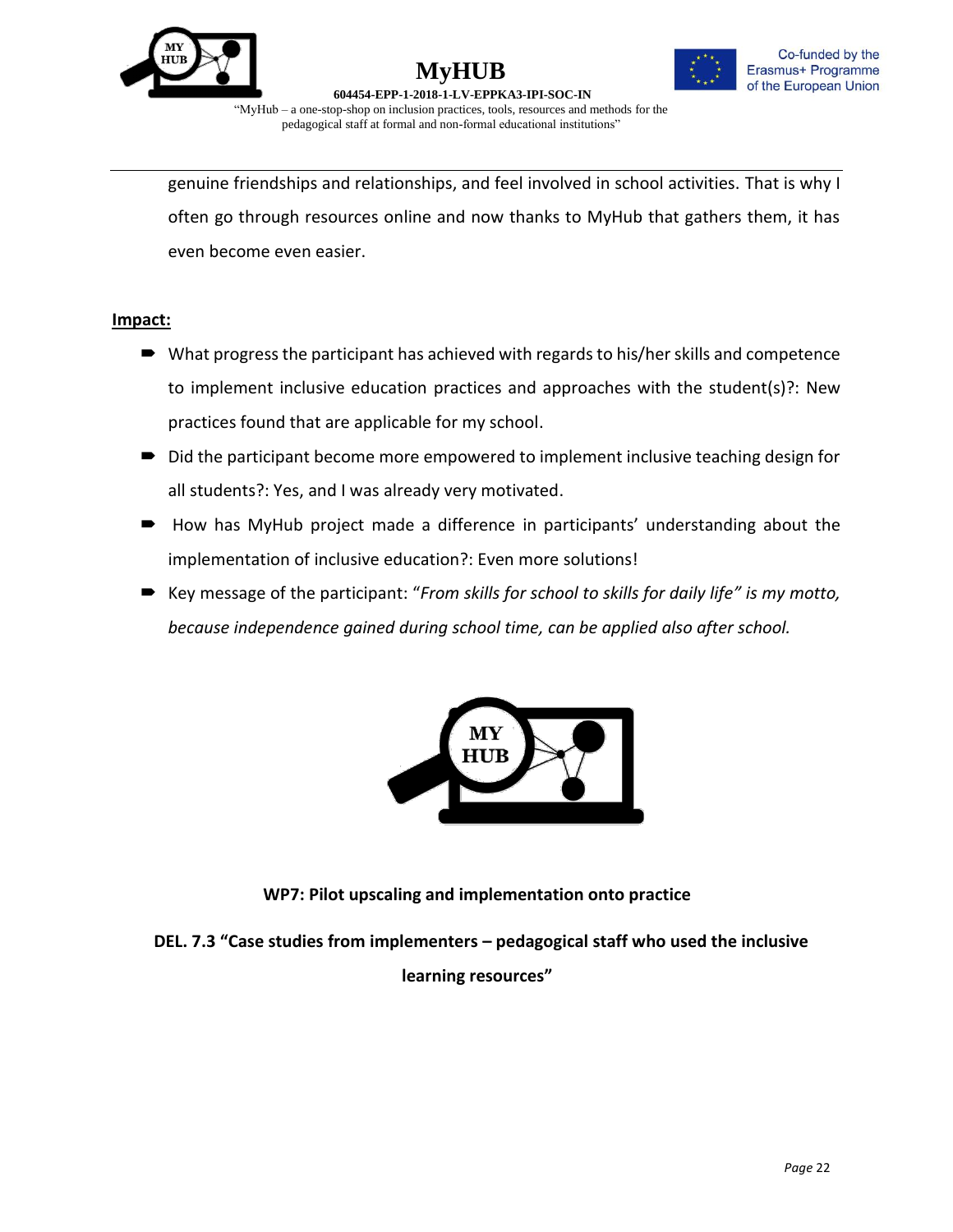genuine friendships and relationships, and feel involved in school activities. That is why I often go through resources online and now thanks to MyHub that gathers them, it has even become even easier.

**Impact:**

- What progress the participant has achieved with regards to his/her skills and competence to implement inclusive education practices and approaches with the student(s)?: New practices found that are applicable for my school.
- Did the participant become more empowered to implement inclusive teaching design for all students?: Yes, and I was already very motivated.
- How has MyHub project made a difference in participants' understanding about the implementation of inclusive education?: Even more solutions!
- Key message of the participant: "*From skills for school to skills for daily life" is my motto, because independence gained during school time, can be applied also after school.*

**WP7: Pilot upscaling and implementation onto practice**

**DEL. 7.3 "Case studies from implementers – pedagogical staff who used the inclusive learning resources"**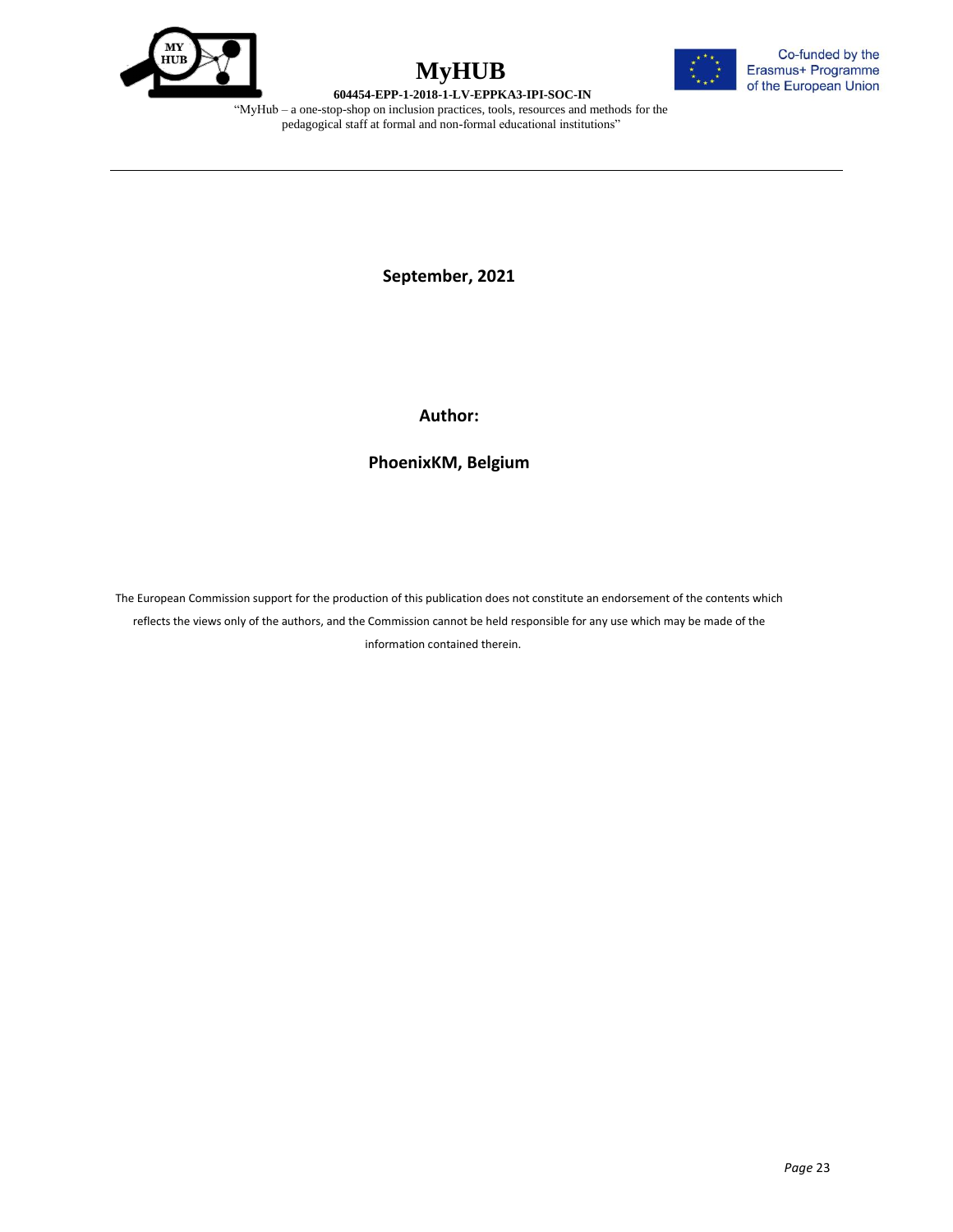**September, 2021**

**Author:**

**PhoenixKM, Belgium**

The European Commission support for the production of this publication does not constitute an endorsement of the contents which reflects the views only of the authors, and the Commission cannot be held responsible for any use which may be made of the information contained therein.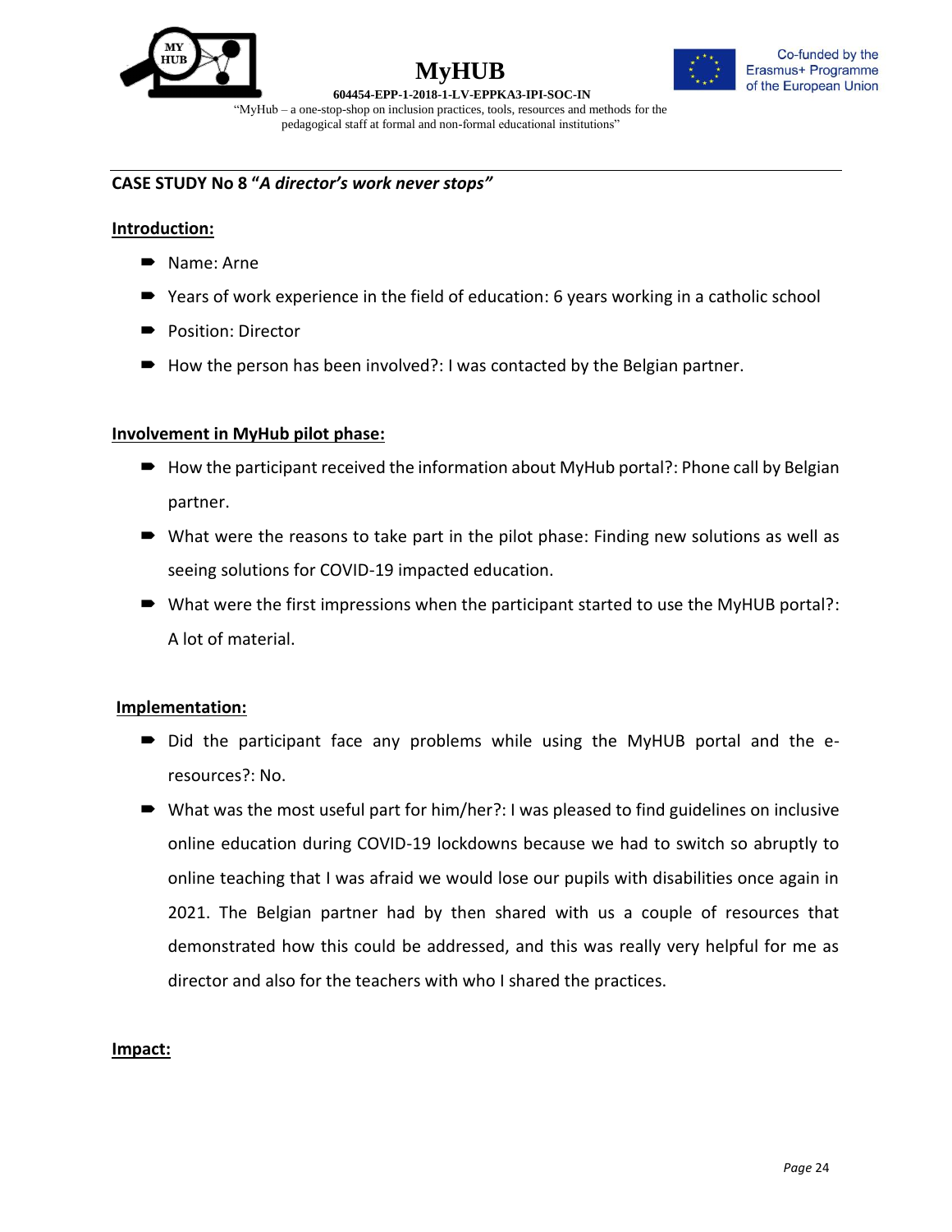**CASE STUDY No 8 "*A director's work never stops"***

**Introduction:**

- Name: Arne
- Years of work experience in the field of education: 6 years working in a catholic school
- Position: Director
- How the person has been involved?: I was contacted by the Belgian partner.

**Involvement in MyHub pilot phase:**

- How the participant received the information about MyHub portal?: Phone call by Belgian partner.
- What were the reasons to take part in the pilot phase: Finding new solutions as well as seeing solutions for COVID-19 impacted education.
- What were the first impressions when the participant started to use the MyHUB portal?: A lot of material.

**Implementation:**

- Did the participant face any problems while using the MyHUB portal and the e-resources?: No.
- What was the most useful part for him/her?: I was pleased to find guidelines on inclusive online education during COVID-19 lockdowns because we had to switch so abruptly to online teaching that I was afraid we would lose our pupils with disabilities once again in 2021. The Belgian partner had by then shared with us a couple of resources that demonstrated how this could be addressed, and this was really very helpful for me as director and also for the teachers with who I shared the practices.

**Impact:**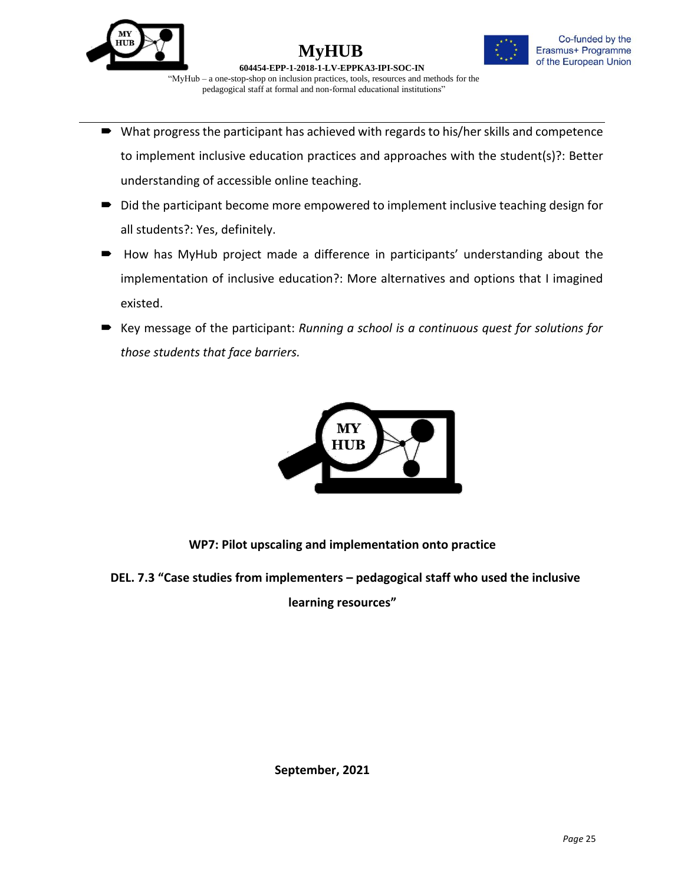- What progress the participant has achieved with regards to his/her skills and competence to implement inclusive education practices and approaches with the student(s)?: Better understanding of accessible online teaching.
- Did the participant become more empowered to implement inclusive teaching design for all students?: Yes, definitely.
- How has MyHub project made a difference in participants' understanding about the implementation of inclusive education?: More alternatives and options that I imagined existed.
- Key message of the participant: *Running a school is a continuous quest for solutions for those students that face barriers.*

**WP7: Pilot upscaling and implementation onto practice**

**DEL. 7.3 "Case studies from implementers – pedagogical staff who used the inclusive learning resources"**

**September, 2021**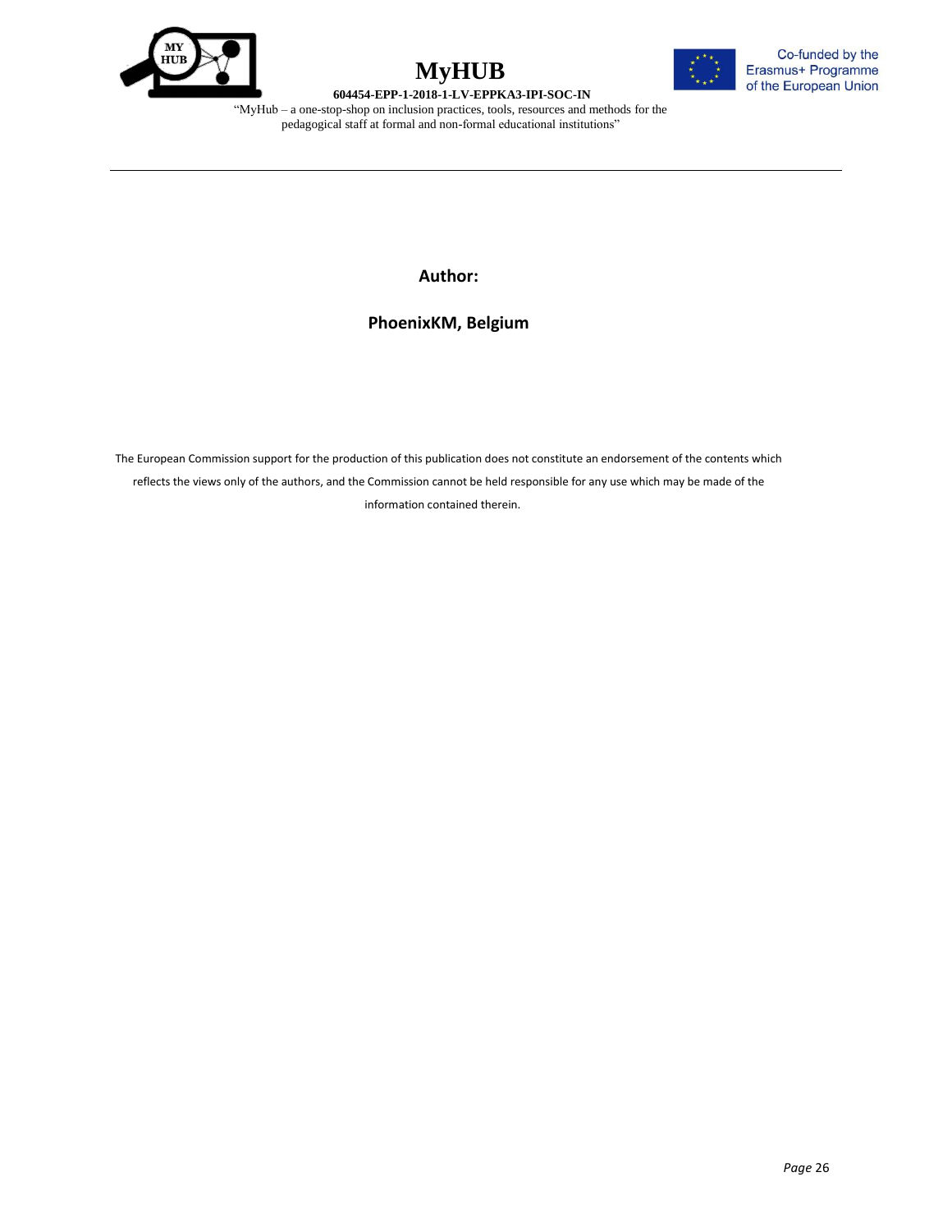**Author:**

**PhoenixKM, Belgium**

The European Commission support for the production of this publication does not constitute an endorsement of the contents which reflects the views only of the authors, and the Commission cannot be held responsible for any use which may be made of the information contained therein.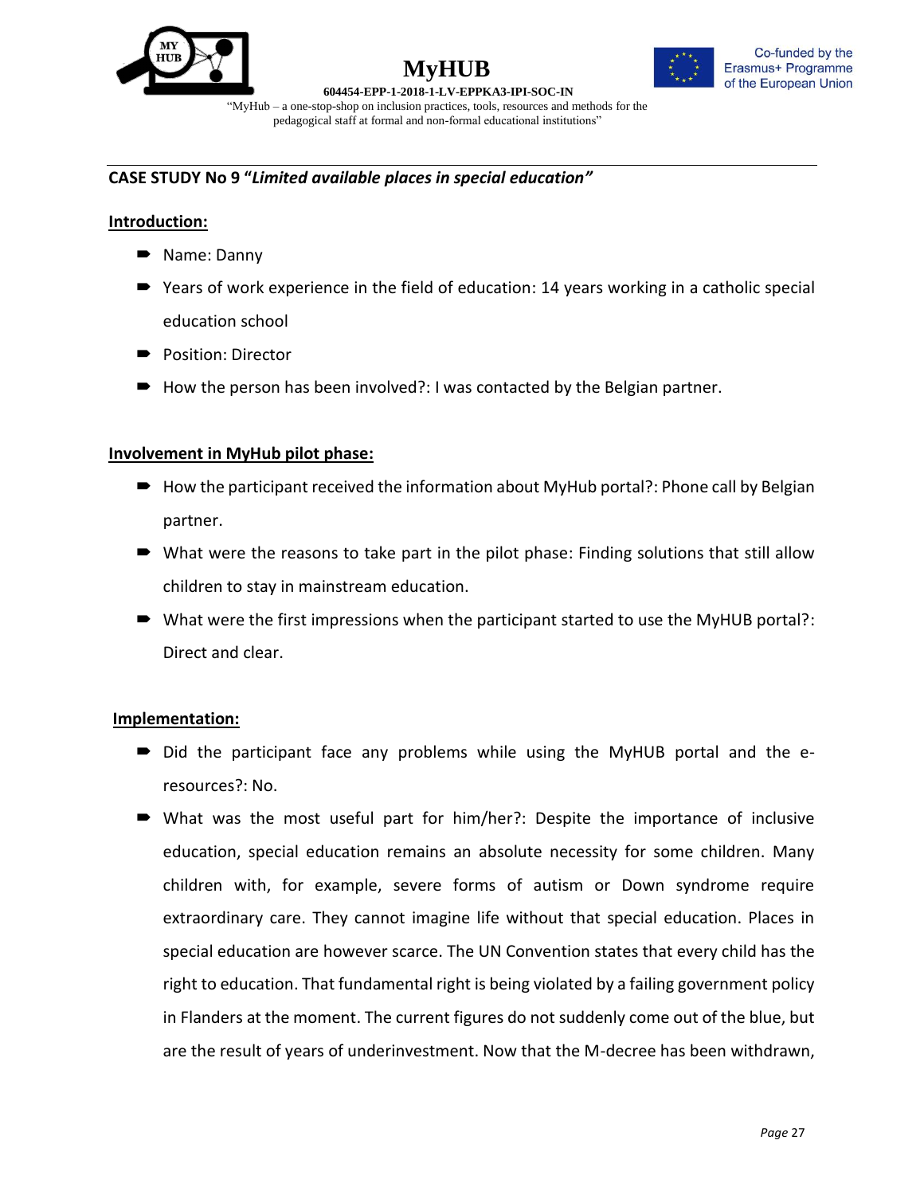**CASE STUDY No 9 "*Limited available places in special education"***

**Introduction:**

- Name: Danny
- Years of work experience in the field of education: 14 years working in a catholic special education school
- Position: Director
- How the person has been involved?: I was contacted by the Belgian partner.

**Involvement in MyHub pilot phase:**

- How the participant received the information about MyHub portal?: Phone call by Belgian partner.
- What were the reasons to take part in the pilot phase: Finding solutions that still allow children to stay in mainstream education.
- What were the first impressions when the participant started to use the MyHUB portal?: Direct and clear.

**Implementation:**

- Did the participant face any problems while using the MyHUB portal and the e-resources?: No.
- What was the most useful part for him/her?: Despite the importance of inclusive education, special education remains an absolute necessity for some children. Many children with, for example, severe forms of autism or Down syndrome require extraordinary care. They cannot imagine life without that special education. Places in special education are however scarce. The UN Convention states that every child has the right to education. That fundamental right is being violated by a failing government policy in Flanders at the moment. The current figures do not suddenly come out of the blue, but are the result of years of underinvestment. Now that the M-decree has been withdrawn,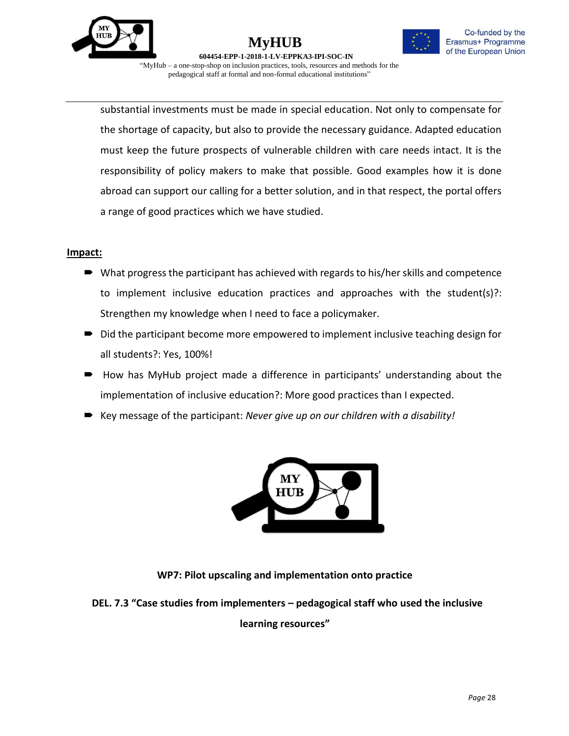substantial investments must be made in special education. Not only to compensate for the shortage of capacity, but also to provide the necessary guidance. Adapted education must keep the future prospects of vulnerable children with care needs intact. It is the responsibility of policy makers to make that possible. Good examples how it is done abroad can support our calling for a better solution, and in that respect, the portal offers a range of good practices which we have studied.

**Impact:**

- What progress the participant has achieved with regards to his/her skills and competence to implement inclusive education practices and approaches with the student(s)?: Strengthen my knowledge when I need to face a policymaker.
- Did the participant become more empowered to implement inclusive teaching design for all students?: Yes, 100%!
- How has MyHub project made a difference in participants' understanding about the implementation of inclusive education?: More good practices than I expected.
- Key message of the participant: *Never give up on our children with a disability!*

**WP7: Pilot upscaling and implementation onto practice**

**DEL. 7.3 "Case studies from implementers – pedagogical staff who used the inclusive learning resources"**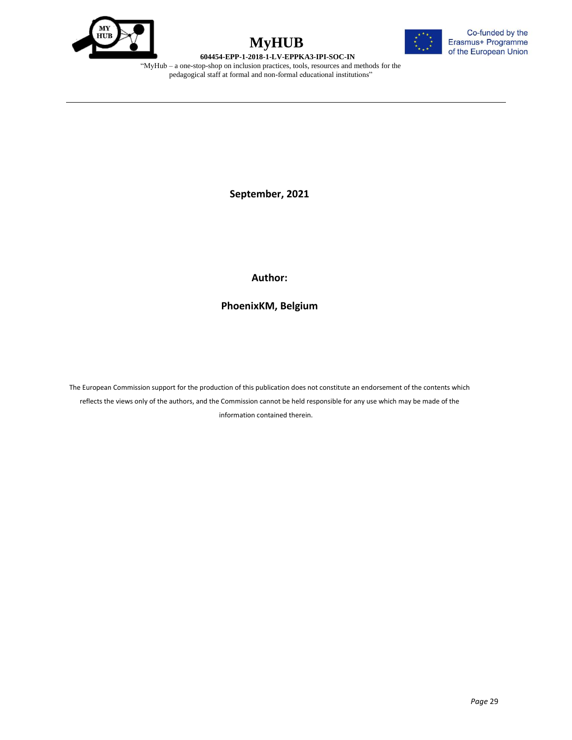**September, 2021**

**Author:**

**PhoenixKM, Belgium**

The European Commission support for the production of this publication does not constitute an endorsement of the contents which reflects the views only of the authors, and the Commission cannot be held responsible for any use which may be made of the information contained therein.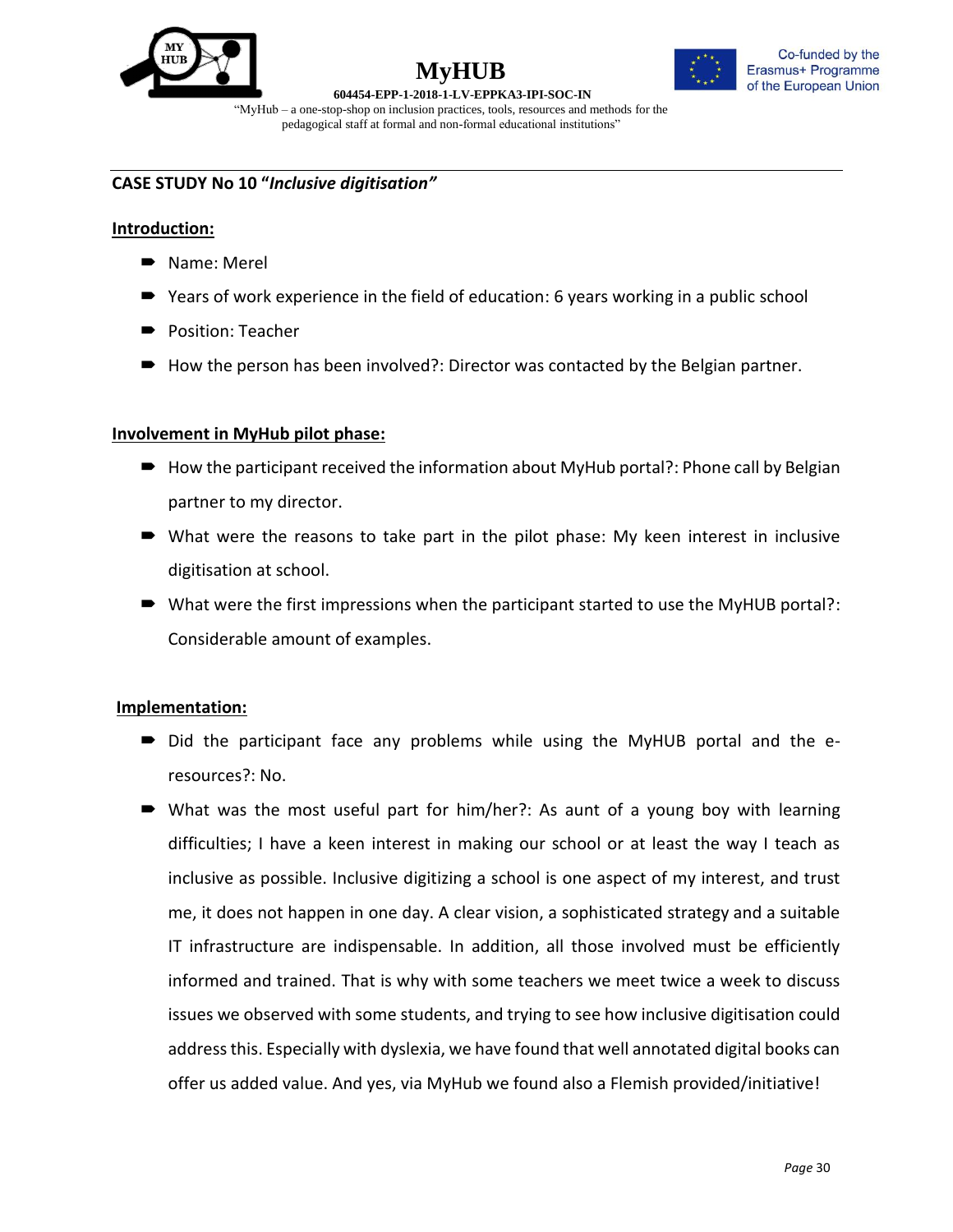## CASE STUDY No 10 "*Inclusive digitisation"*

**Introduction:**

- Name: Merel
- Years of work experience in the field of education: 6 years working in a public school
- Position: Teacher
- How the person has been involved?: Director was contacted by the Belgian partner.

**Involvement in MyHub pilot phase:**

- How the participant received the information about MyHub portal?: Phone call by Belgian partner to my director.
- What were the reasons to take part in the pilot phase: My keen interest in inclusive digitisation at school.
- What were the first impressions when the participant started to use the MyHUB portal?: Considerable amount of examples.

**Implementation:**

- Did the participant face any problems while using the MyHUB portal and the e-resources?: No.
- What was the most useful part for him/her?: As aunt of a young boy with learning difficulties; I have a keen interest in making our school or at least the way I teach as inclusive as possible. Inclusive digitizing a school is one aspect of my interest, and trust me, it does not happen in one day. A clear vision, a sophisticated strategy and a suitable IT infrastructure are indispensable. In addition, all those involved must be efficiently informed and trained. That is why with some teachers we meet twice a week to discuss issues we observed with some students, and trying to see how inclusive digitisation could address this. Especially with dyslexia, we have found that well annotated digital books can offer us added value. And yes, via MyHub we found also a Flemish provided/initiative!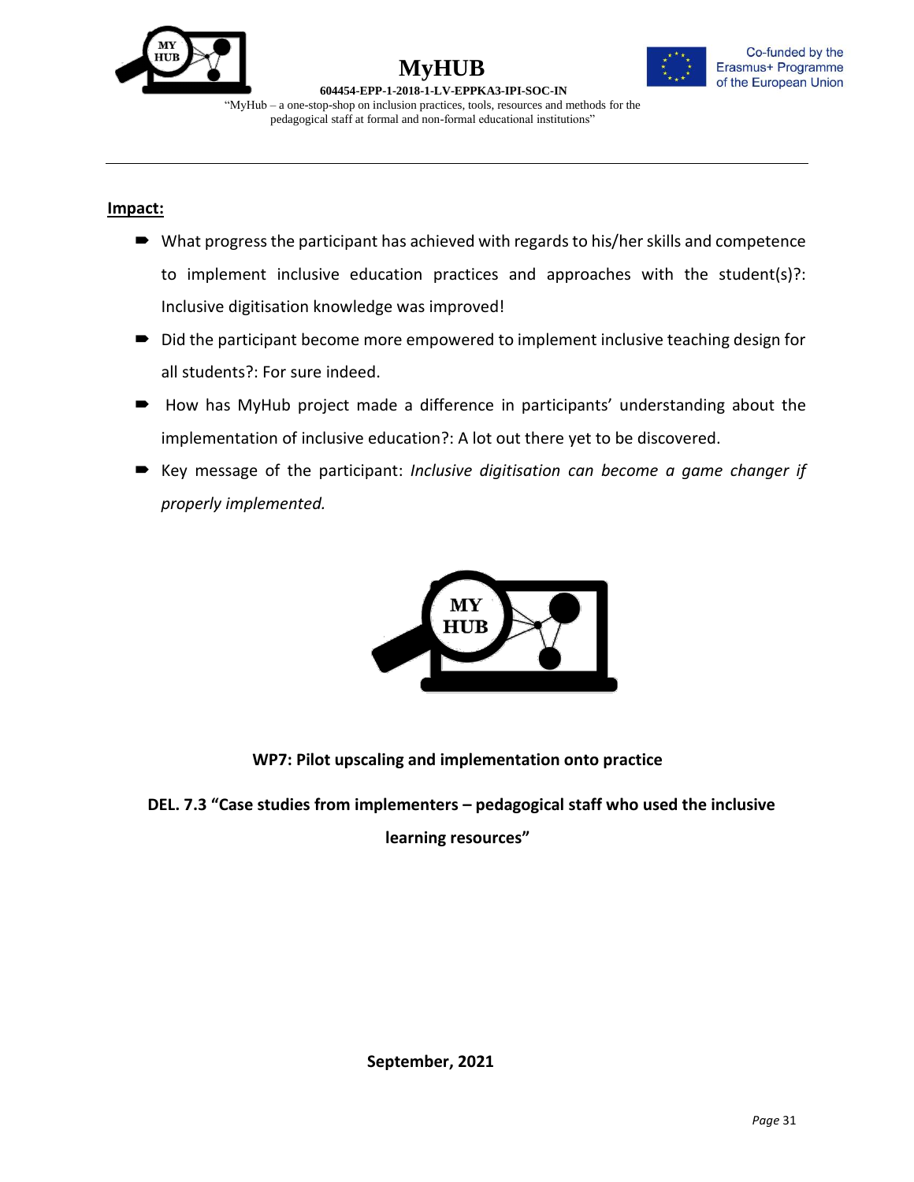**Impact:**

- What progress the participant has achieved with regards to his/her skills and competence to implement inclusive education practices and approaches with the student(s)?: Inclusive digitisation knowledge was improved!
- Did the participant become more empowered to implement inclusive teaching design for all students?: For sure indeed.
- How has MyHub project made a difference in participants' understanding about the implementation of inclusive education?: A lot out there yet to be discovered.
- Key message of the participant: *Inclusive digitisation can become a game changer if properly implemented.*

**WP7: Pilot upscaling and implementation onto practice**

**DEL. 7.3 "Case studies from implementers – pedagogical staff who used the inclusive learning resources"**

**September, 2021**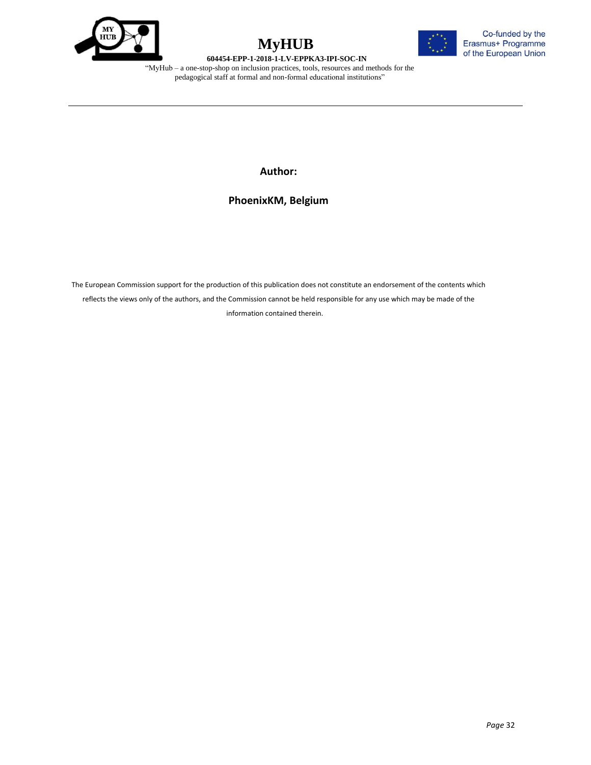**Author:**

**PhoenixKM, Belgium**

The European Commission support for the production of this publication does not constitute an endorsement of the contents which reflects the views only of the authors, and the Commission cannot be held responsible for any use which may be made of the information contained therein.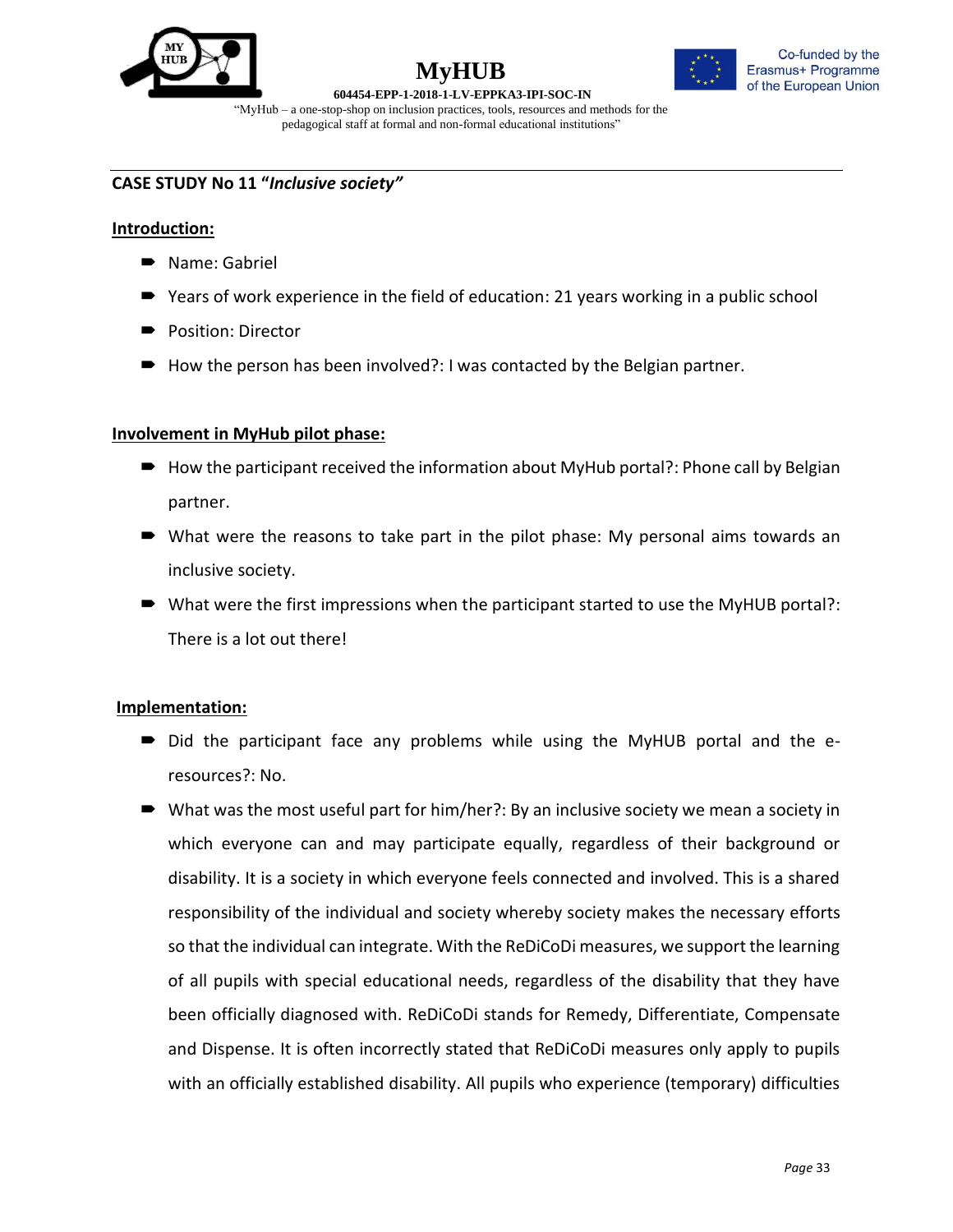## CASE STUDY No 11 "*Inclusive society*"

**Introduction:**

- Name: Gabriel
- Years of work experience in the field of education: 21 years working in a public school
- Position: Director
- How the person has been involved?: I was contacted by the Belgian partner.

**Involvement in MyHub pilot phase:**

- How the participant received the information about MyHub portal?: Phone call by Belgian partner.
- What were the reasons to take part in the pilot phase: My personal aims towards an inclusive society.
- What were the first impressions when the participant started to use the MyHUB portal?: There is a lot out there!

**Implementation:**

- Did the participant face any problems while using the MyHUB portal and the e-resources?: No.
- What was the most useful part for him/her?: By an inclusive society we mean a society in which everyone can and may participate equally, regardless of their background or disability. It is a society in which everyone feels connected and involved. This is a shared responsibility of the individual and society whereby society makes the necessary efforts so that the individual can integrate. With the ReDiCoDi measures, we support the learning of all pupils with special educational needs, regardless of the disability that they have been officially diagnosed with. ReDiCoDi stands for Remedy, Differentiate, Compensate and Dispense. It is often incorrectly stated that ReDiCoDi measures only apply to pupils with an officially established disability. All pupils who experience (temporary) difficulties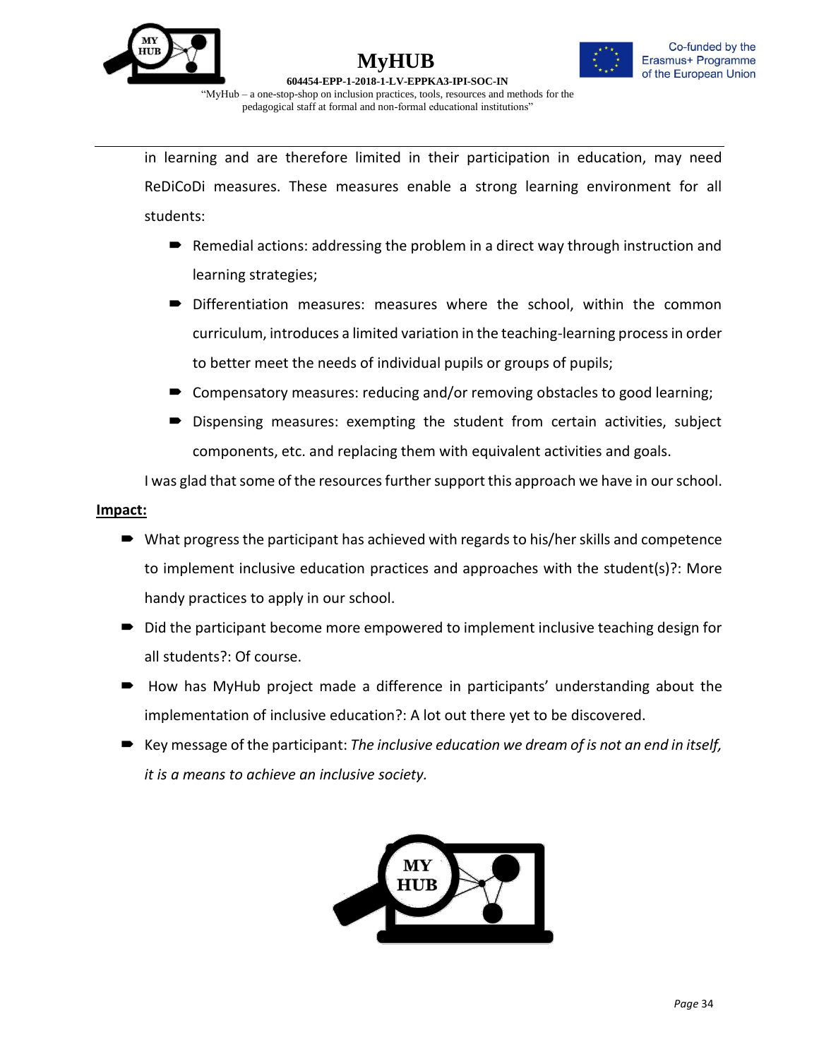in learning and are therefore limited in their participation in education, may need ReDiCoDi measures. These measures enable a strong learning environment for all students:

- Remedial actions: addressing the problem in a direct way through instruction and learning strategies;
- Differentiation measures: measures where the school, within the common curriculum, introduces a limited variation in the teaching-learning process in order to better meet the needs of individual pupils or groups of pupils;
- Compensatory measures: reducing and/or removing obstacles to good learning;
- Dispensing measures: exempting the student from certain activities, subject components, etc. and replacing them with equivalent activities and goals.

I was glad that some of the resources further support this approach we have in our school.

**Impact:**

- What progress the participant has achieved with regards to his/her skills and competence to implement inclusive education practices and approaches with the student(s)?: More handy practices to apply in our school.
- Did the participant become more empowered to implement inclusive teaching design for all students?: Of course.
- How has MyHub project made a difference in participants' understanding about the implementation of inclusive education?: A lot out there yet to be discovered.
- Key message of the participant: *The inclusive education we dream of is not an end in itself, it is a means to achieve an inclusive society.*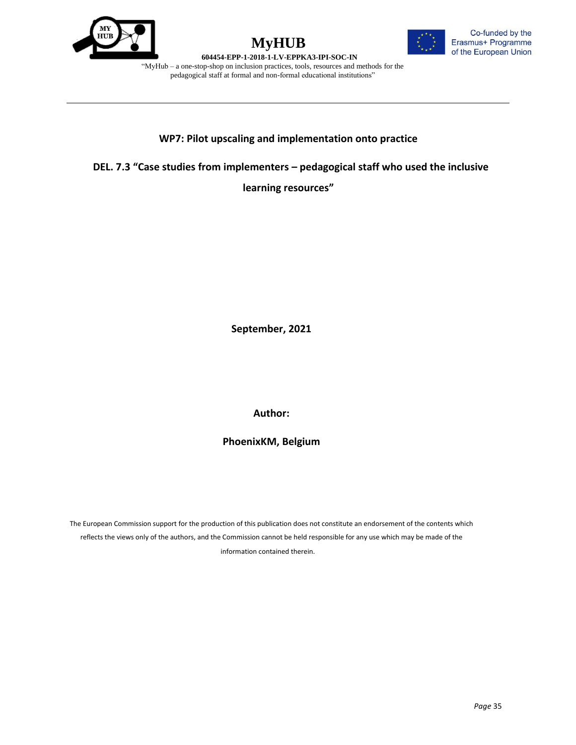**MyHUB**

**604454-EPP-1-2018-1-LV-EPPKA3-IPI-SOC-IN**

"MyHub – a one-stop-shop on inclusion practices, tools, resources and methods for the pedagogical staff at formal and non-formal educational institutions"

Co-funded by the Erasmus+ Programme of the European Union

## WP7: Pilot upscaling and implementation onto practice

## DEL. 7.3 "Case studies from implementers – pedagogical staff who used the inclusive learning resources"

**September, 2021**

**Author:**

**PhoenixKM, Belgium**

The European Commission support for the production of this publication does not constitute an endorsement of the contents which reflects the views only of the authors, and the Commission cannot be held responsible for any use which may be made of the information contained therein.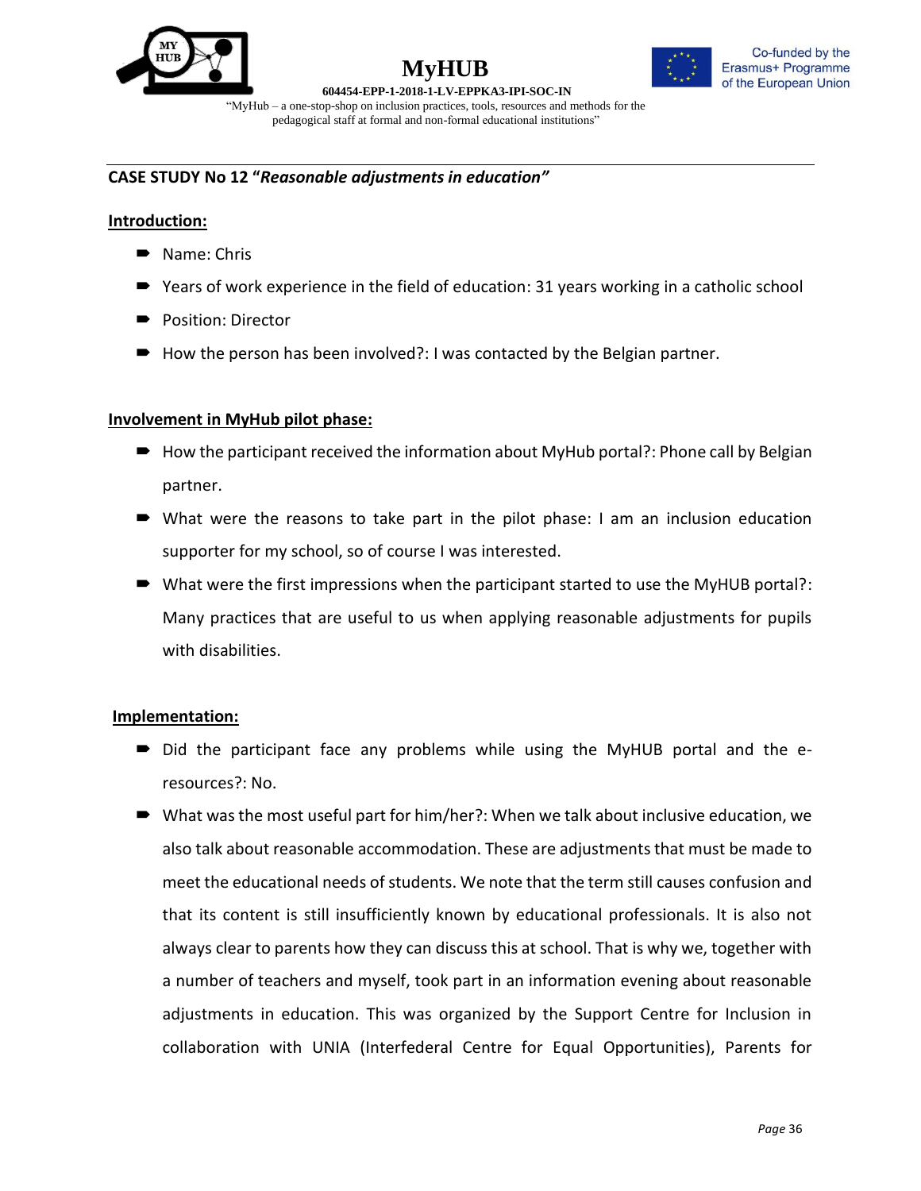**CASE STUDY No 12 "*Reasonable adjustments in education"***

**Introduction:**

- Name: Chris
- Years of work experience in the field of education: 31 years working in a catholic school
- Position: Director
- How the person has been involved?: I was contacted by the Belgian partner.

**Involvement in MyHub pilot phase:**

- How the participant received the information about MyHub portal?: Phone call by Belgian partner.
- What were the reasons to take part in the pilot phase: I am an inclusion education supporter for my school, so of course I was interested.
- What were the first impressions when the participant started to use the MyHUB portal?: Many practices that are useful to us when applying reasonable adjustments for pupils with disabilities.

**Implementation:**

- Did the participant face any problems while using the MyHUB portal and the e-resources?: No.
- What was the most useful part for him/her?: When we talk about inclusive education, we also talk about reasonable accommodation. These are adjustments that must be made to meet the educational needs of students. We note that the term still causes confusion and that its content is still insufficiently known by educational professionals. It is also not always clear to parents how they can discuss this at school. That is why we, together with a number of teachers and myself, took part in an information evening about reasonable adjustments in education. This was organized by the Support Centre for Inclusion in collaboration with UNIA (Interfederal Centre for Equal Opportunities), Parents for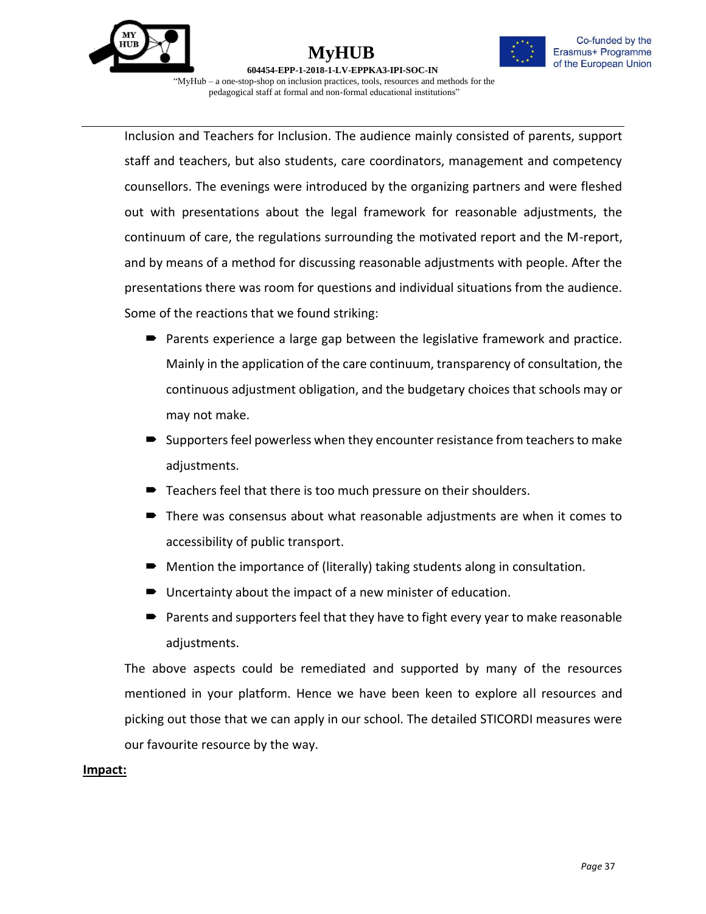Inclusion and Teachers for Inclusion. The audience mainly consisted of parents, support staff and teachers, but also students, care coordinators, management and competency counsellors. The evenings were introduced by the organizing partners and were fleshed out with presentations about the legal framework for reasonable adjustments, the continuum of care, the regulations surrounding the motivated report and the M-report, and by means of a method for discussing reasonable adjustments with people. After the presentations there was room for questions and individual situations from the audience. Some of the reactions that we found striking:

- Parents experience a large gap between the legislative framework and practice. Mainly in the application of the care continuum, transparency of consultation, the continuous adjustment obligation, and the budgetary choices that schools may or may not make.
- Supporters feel powerless when they encounter resistance from teachers to make adjustments.
- Teachers feel that there is too much pressure on their shoulders.
- There was consensus about what reasonable adjustments are when it comes to accessibility of public transport.
- Mention the importance of (literally) taking students along in consultation.
- Uncertainty about the impact of a new minister of education.
- Parents and supporters feel that they have to fight every year to make reasonable adjustments.

The above aspects could be remediated and supported by many of the resources mentioned in your platform. Hence we have been keen to explore all resources and picking out those that we can apply in our school. The detailed STICORDI measures were our favourite resource by the way.

**Impact:**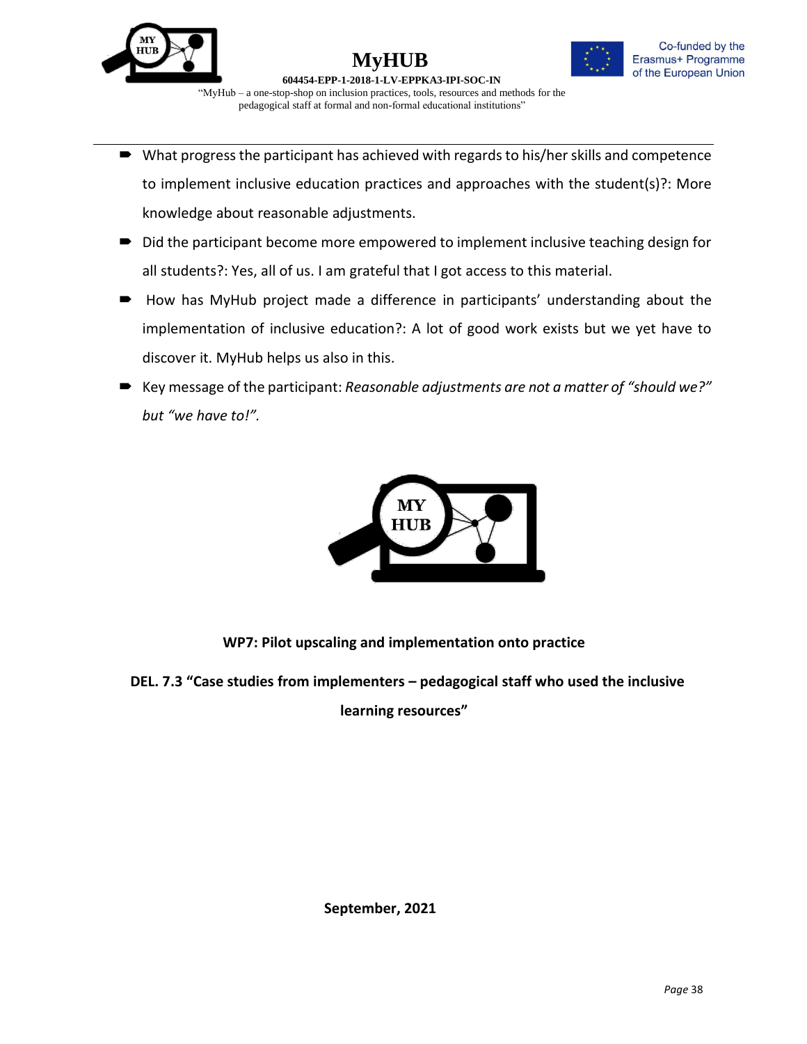- What progress the participant has achieved with regards to his/her skills and competence to implement inclusive education practices and approaches with the student(s)?: More knowledge about reasonable adjustments.
- Did the participant become more empowered to implement inclusive teaching design for all students?: Yes, all of us. I am grateful that I got access to this material.
- How has MyHub project made a difference in participants' understanding about the implementation of inclusive education?: A lot of good work exists but we yet have to discover it. MyHub helps us also in this.
- Key message of the participant: *Reasonable adjustments are not a matter of "should we?" but "we have to!".*

**WP7: Pilot upscaling and implementation onto practice**

**DEL. 7.3 "Case studies from implementers – pedagogical staff who used the inclusive learning resources"**

**September, 2021**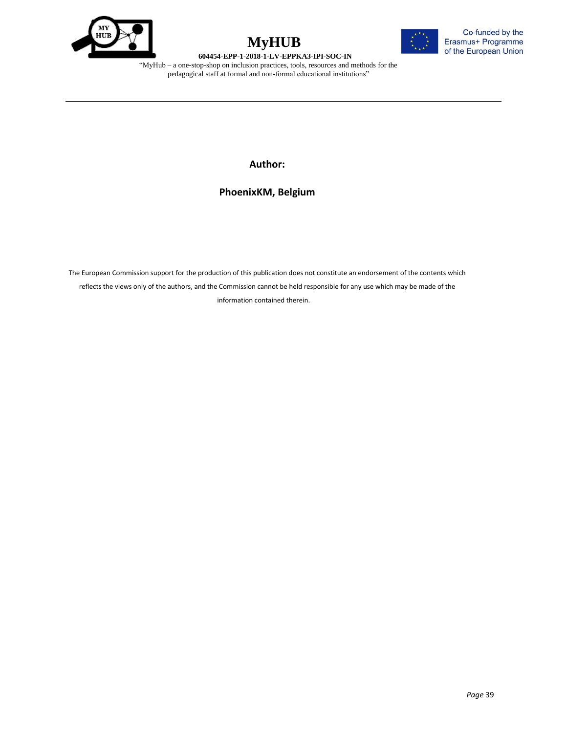**Author:**

**PhoenixKM, Belgium**

The European Commission support for the production of this publication does not constitute an endorsement of the contents which reflects the views only of the authors, and the Commission cannot be held responsible for any use which may be made of the information contained therein.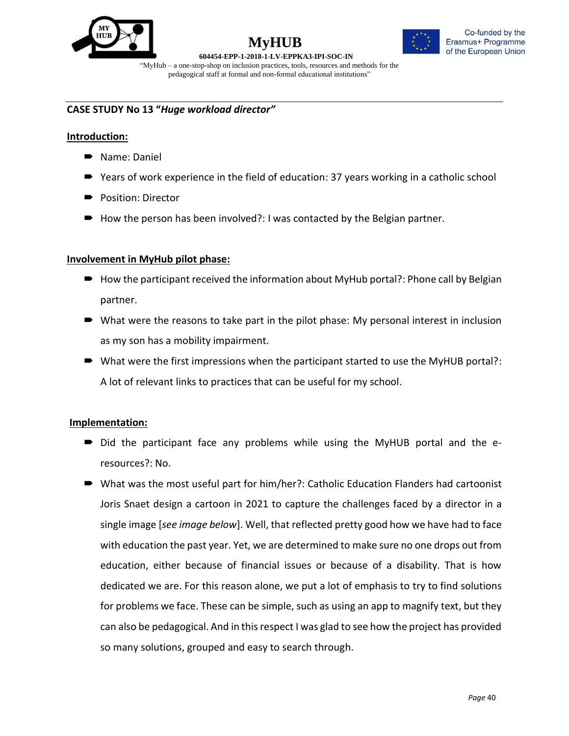## CASE STUDY No 13 "*Huge workload director*"

### Introduction:

- Name: Daniel
- Years of work experience in the field of education: 37 years working in a catholic school
- Position: Director
- How the person has been involved?: I was contacted by the Belgian partner.

### Involvement in MyHub pilot phase:

- How the participant received the information about MyHub portal?: Phone call by Belgian partner.
- What were the reasons to take part in the pilot phase: My personal interest in inclusion as my son has a mobility impairment.
- What were the first impressions when the participant started to use the MyHUB portal?: A lot of relevant links to practices that can be useful for my school.

### Implementation:

- Did the participant face any problems while using the MyHUB portal and the e-resources?: No.
- What was the most useful part for him/her?: Catholic Education Flanders had cartoonist Joris Snaet design a cartoon in 2021 to capture the challenges faced by a director in a single image [*see image below*]. Well, that reflected pretty good how we have had to face with education the past year. Yet, we are determined to make sure no one drops out from education, either because of financial issues or because of a disability. That is how dedicated we are. For this reason alone, we put a lot of emphasis to try to find solutions for problems we face. These can be simple, such as using an app to magnify text, but they can also be pedagogical. And in this respect I was glad to see how the project has provided so many solutions, grouped and easy to search through.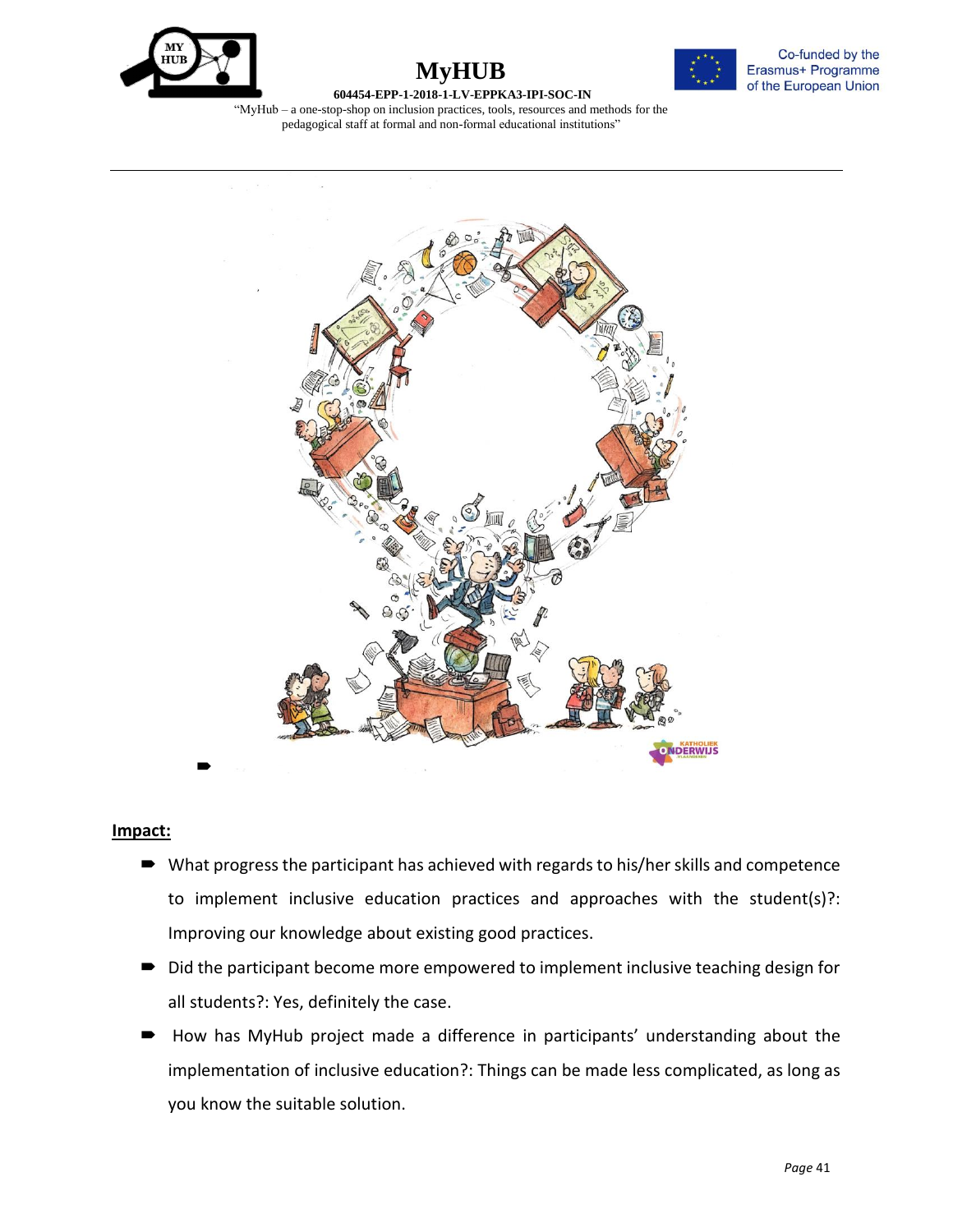**Impact:**

- What progress the participant has achieved with regards to his/her skills and competence to implement inclusive education practices and approaches with the student(s)?: Improving our knowledge about existing good practices.
- Did the participant become more empowered to implement inclusive teaching design for all students?: Yes, definitely the case.
- How has MyHub project made a difference in participants' understanding about the implementation of inclusive education?: Things can be made less complicated, as long as you know the suitable solution.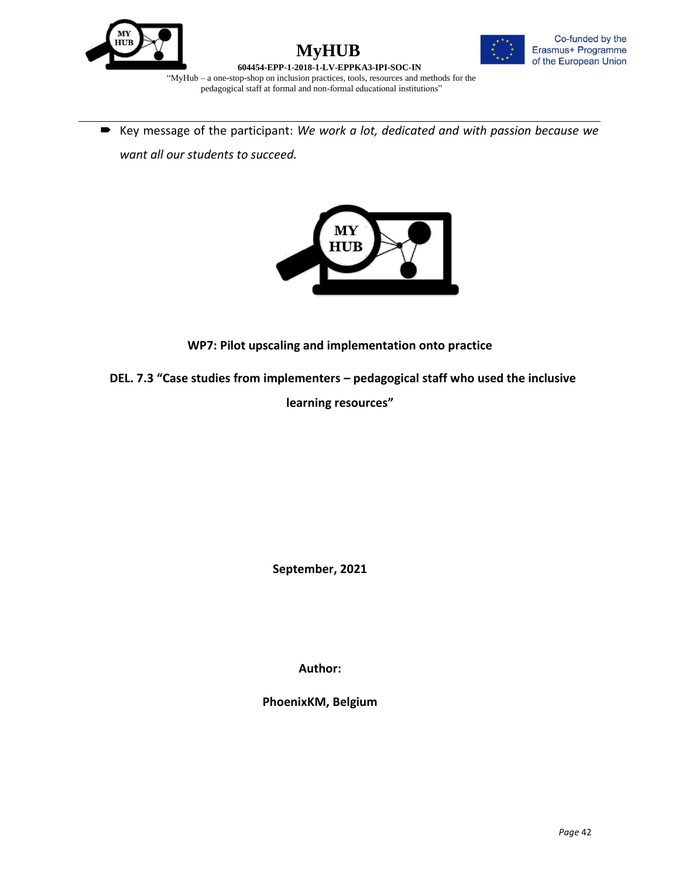- Key message of the participant: *We work a lot, dedicated and with passion because we want all our students to succeed.*

**WP7: Pilot upscaling and implementation onto practice**

**DEL. 7.3 "Case studies from implementers – pedagogical staff who used the inclusive learning resources"**

**September, 2021**

**Author:**

**PhoenixKM, Belgium**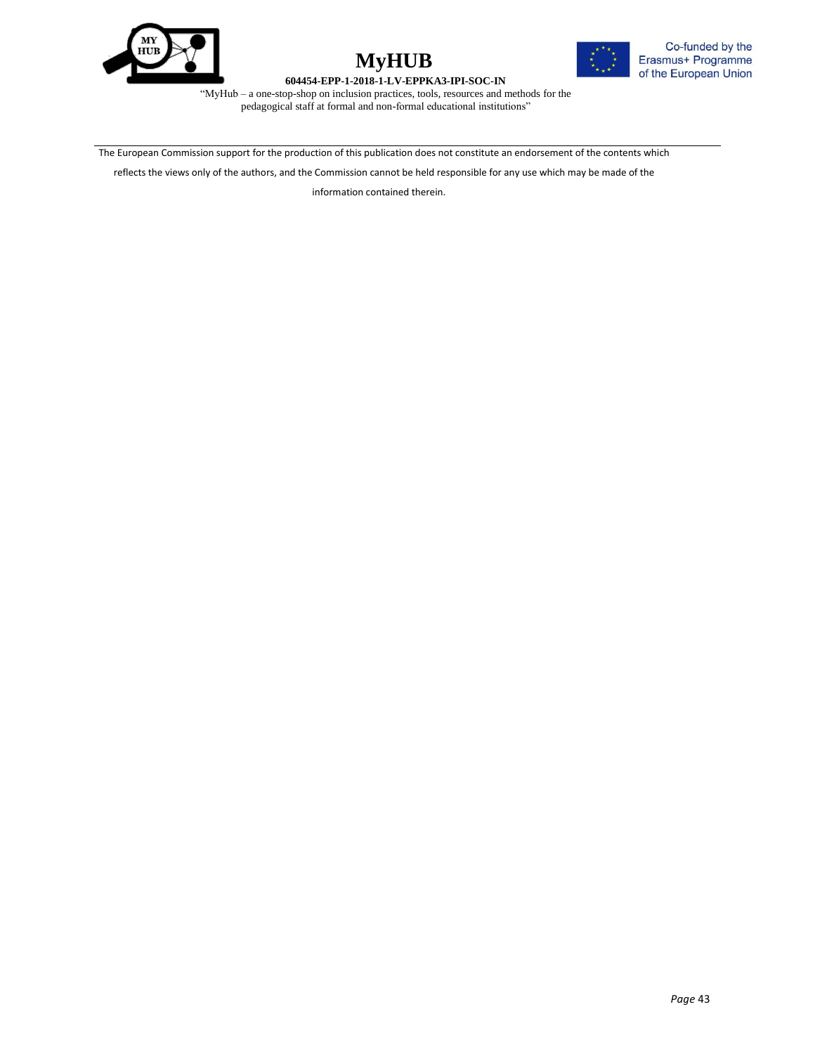The European Commission support for the production of this publication does not constitute an endorsement of the contents which reflects the views only of the authors, and the Commission cannot be held responsible for any use which may be made of the information contained therein.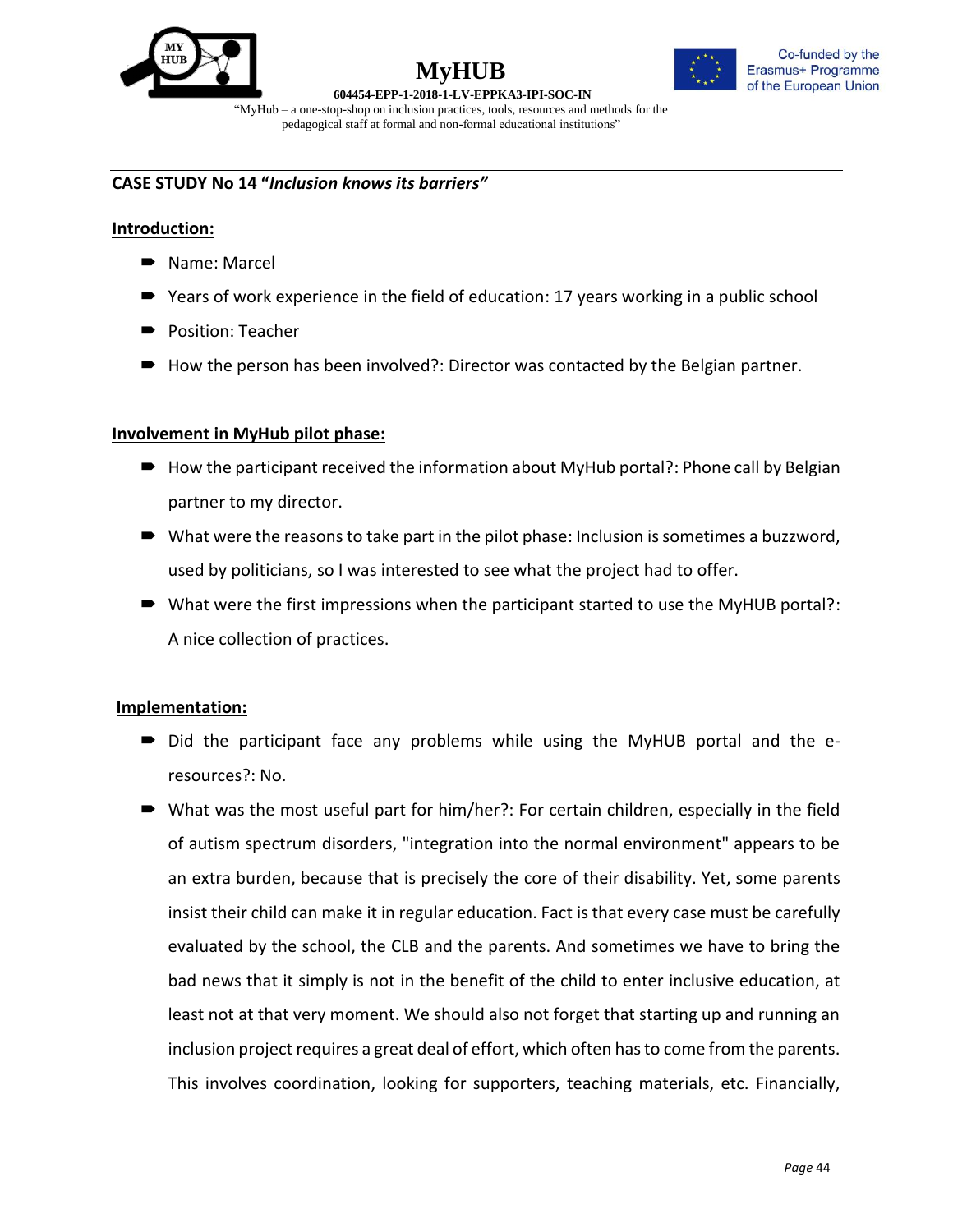## CASE STUDY No 14 "*Inclusion knows its barriers"*

**Introduction:**

- Name: Marcel
- Years of work experience in the field of education: 17 years working in a public school
- Position: Teacher
- How the person has been involved?: Director was contacted by the Belgian partner.

**Involvement in MyHub pilot phase:**

- How the participant received the information about MyHub portal?: Phone call by Belgian partner to my director.
- What were the reasons to take part in the pilot phase: Inclusion is sometimes a buzzword, used by politicians, so I was interested to see what the project had to offer.
- What were the first impressions when the participant started to use the MyHUB portal?: A nice collection of practices.

**Implementation:**

- Did the participant face any problems while using the MyHUB portal and the e-resources?: No.
- What was the most useful part for him/her?: For certain children, especially in the field of autism spectrum disorders, "integration into the normal environment" appears to be an extra burden, because that is precisely the core of their disability. Yet, some parents insist their child can make it in regular education. Fact is that every case must be carefully evaluated by the school, the CLB and the parents. And sometimes we have to bring the bad news that it simply is not in the benefit of the child to enter inclusive education, at least not at that very moment. We should also not forget that starting up and running an inclusion project requires a great deal of effort, which often has to come from the parents. This involves coordination, looking for supporters, teaching materials, etc. Financially,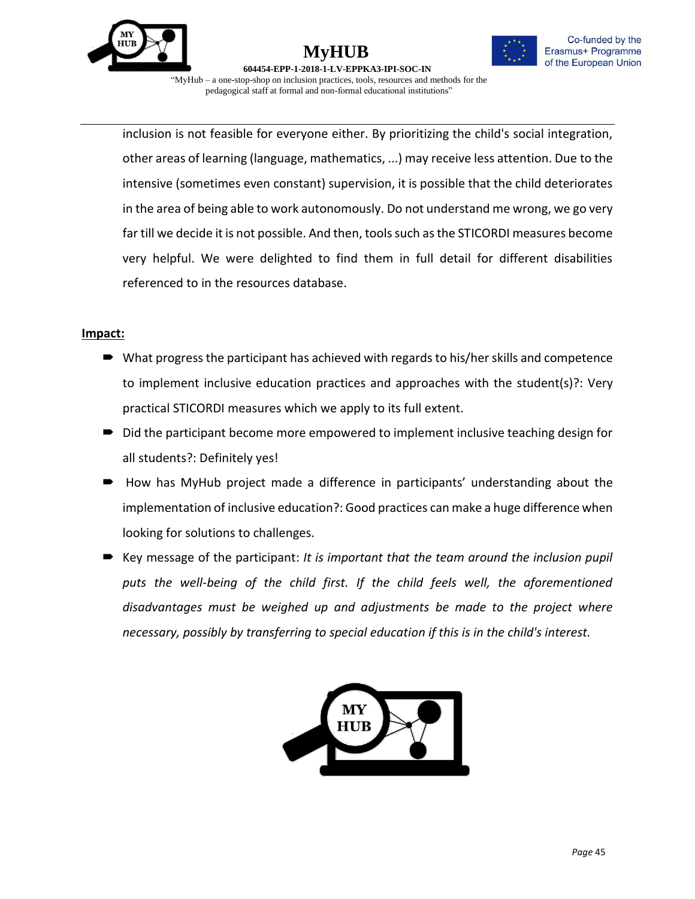inclusion is not feasible for everyone either. By prioritizing the child's social integration, other areas of learning (language, mathematics, ...) may receive less attention. Due to the intensive (sometimes even constant) supervision, it is possible that the child deteriorates in the area of being able to work autonomously. Do not understand me wrong, we go very far till we decide it is not possible. And then, tools such as the STICORDI measures become very helpful. We were delighted to find them in full detail for different disabilities referenced to in the resources database.

**Impact:**

- What progress the participant has achieved with regards to his/her skills and competence to implement inclusive education practices and approaches with the student(s)?: Very practical STICORDI measures which we apply to its full extent.
- Did the participant become more empowered to implement inclusive teaching design for all students?: Definitely yes!
- How has MyHub project made a difference in participants' understanding about the implementation of inclusive education?: Good practices can make a huge difference when looking for solutions to challenges.
- Key message of the participant: *It is important that the team around the inclusion pupil puts the well-being of the child first. If the child feels well, the aforementioned disadvantages must be weighed up and adjustments be made to the project where necessary, possibly by transferring to special education if this is in the child's interest.*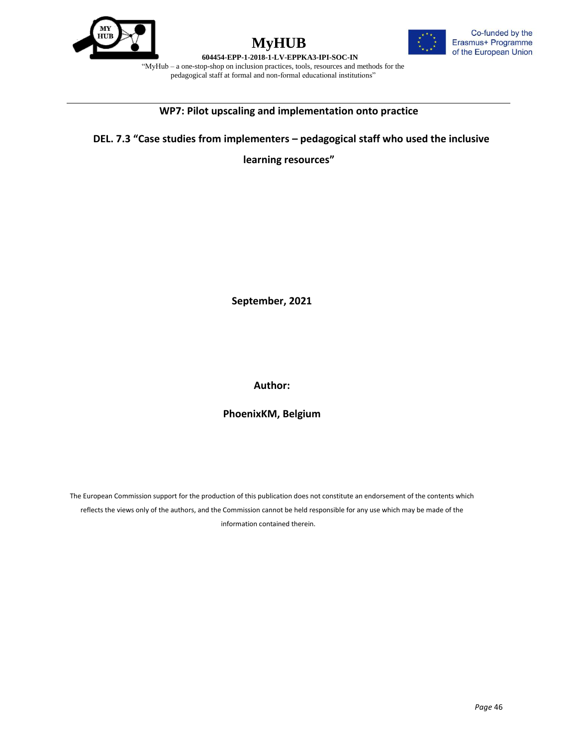## WP7: Pilot upscaling and implementation onto practice

## DEL. 7.3 "Case studies from implementers – pedagogical staff who used the inclusive learning resources"

**September, 2021**

**Author:**

**PhoenixKM, Belgium**

The European Commission support for the production of this publication does not constitute an endorsement of the contents which reflects the views only of the authors, and the Commission cannot be held responsible for any use which may be made of the information contained therein.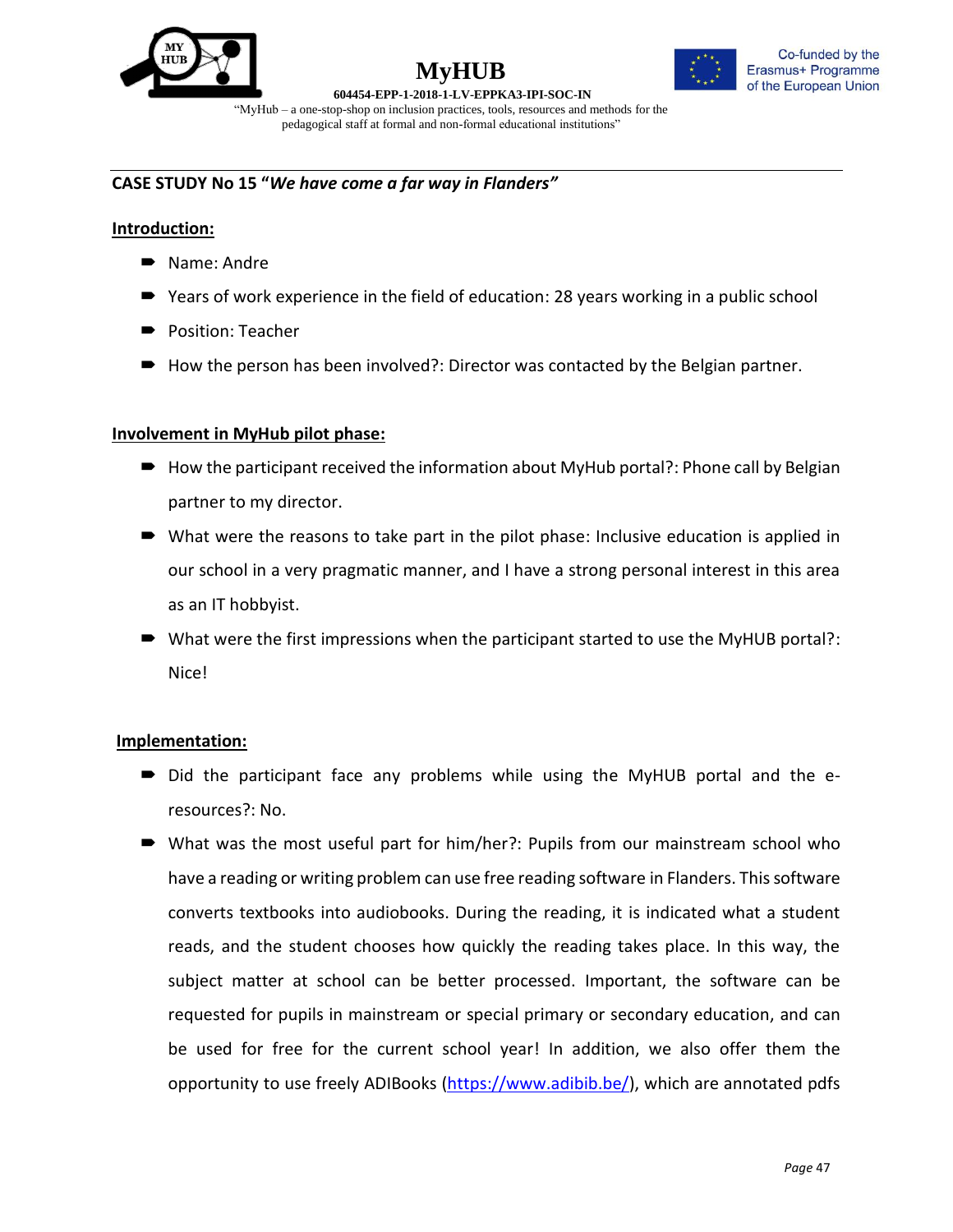**CASE STUDY No 15 "*We have come a far way in Flanders"***

**Introduction:**

- Name: Andre
- Years of work experience in the field of education: 28 years working in a public school
- Position: Teacher
- How the person has been involved?: Director was contacted by the Belgian partner.

**Involvement in MyHub pilot phase:**

- How the participant received the information about MyHub portal?: Phone call by Belgian partner to my director.
- What were the reasons to take part in the pilot phase: Inclusive education is applied in our school in a very pragmatic manner, and I have a strong personal interest in this area as an IT hobbyist.
- What were the first impressions when the participant started to use the MyHUB portal?: Nice!

**Implementation:**

- Did the participant face any problems while using the MyHUB portal and the e-resources?: No.
- What was the most useful part for him/her?: Pupils from our mainstream school who have a reading or writing problem can use free reading software in Flanders. This software converts textbooks into audiobooks. During the reading, it is indicated what a student reads, and the student chooses how quickly the reading takes place. In this way, the subject matter at school can be better processed. Important, the software can be requested for pupils in mainstream or special primary or secondary education, and can be used for free for the current school year! In addition, we also offer them the opportunity to use freely ADIBooks (https://www.adibib.be/), which are annotated pdfs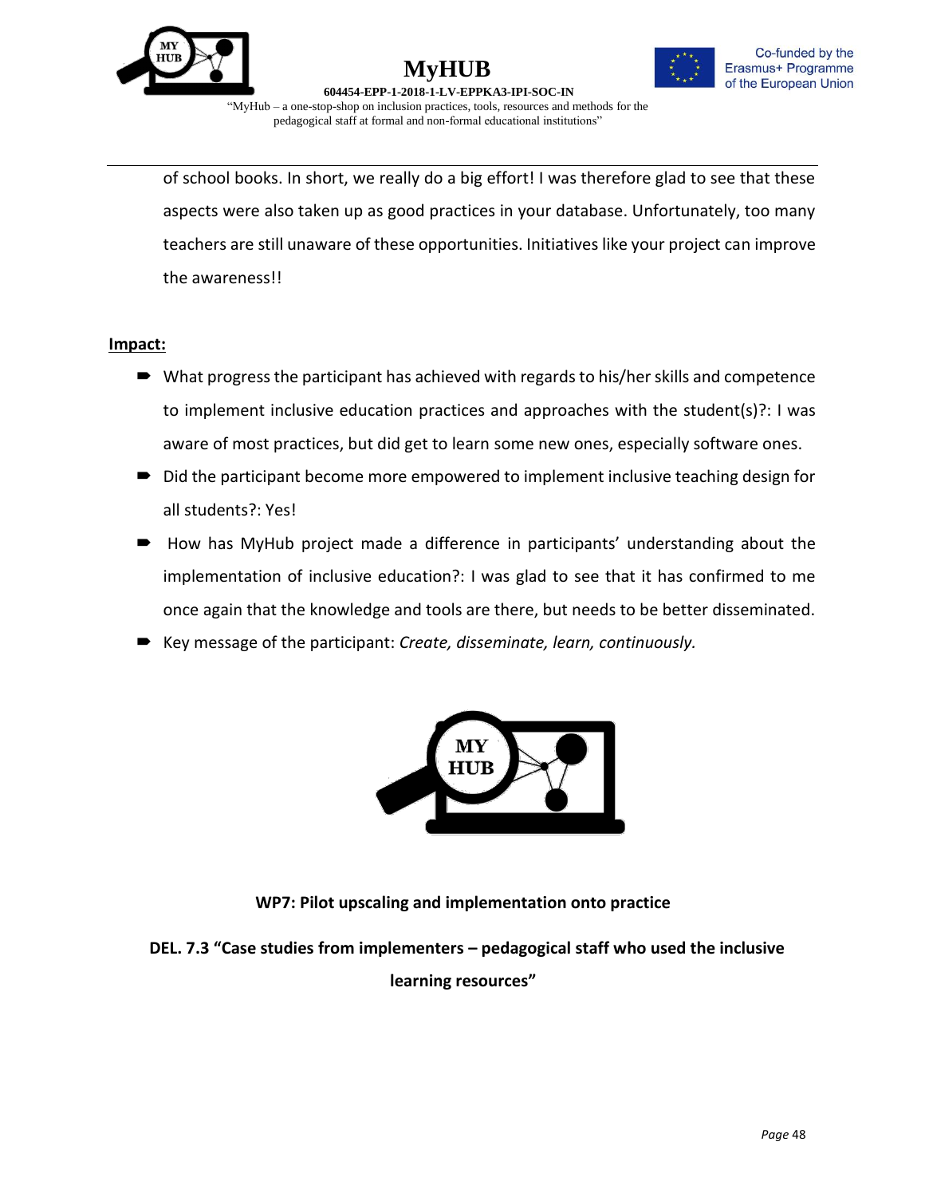of school books. In short, we really do a big effort! I was therefore glad to see that these aspects were also taken up as good practices in your database. Unfortunately, too many teachers are still unaware of these opportunities. Initiatives like your project can improve the awareness!!

**Impact:**

- What progress the participant has achieved with regards to his/her skills and competence to implement inclusive education practices and approaches with the student(s)?: I was aware of most practices, but did get to learn some new ones, especially software ones.
- Did the participant become more empowered to implement inclusive teaching design for all students?: Yes!
- How has MyHub project made a difference in participants' understanding about the implementation of inclusive education?: I was glad to see that it has confirmed to me once again that the knowledge and tools are there, but needs to be better disseminated.
- Key message of the participant: *Create, disseminate, learn, continuously.*

**WP7: Pilot upscaling and implementation onto practice**

**DEL. 7.3 "Case studies from implementers – pedagogical staff who used the inclusive learning resources"**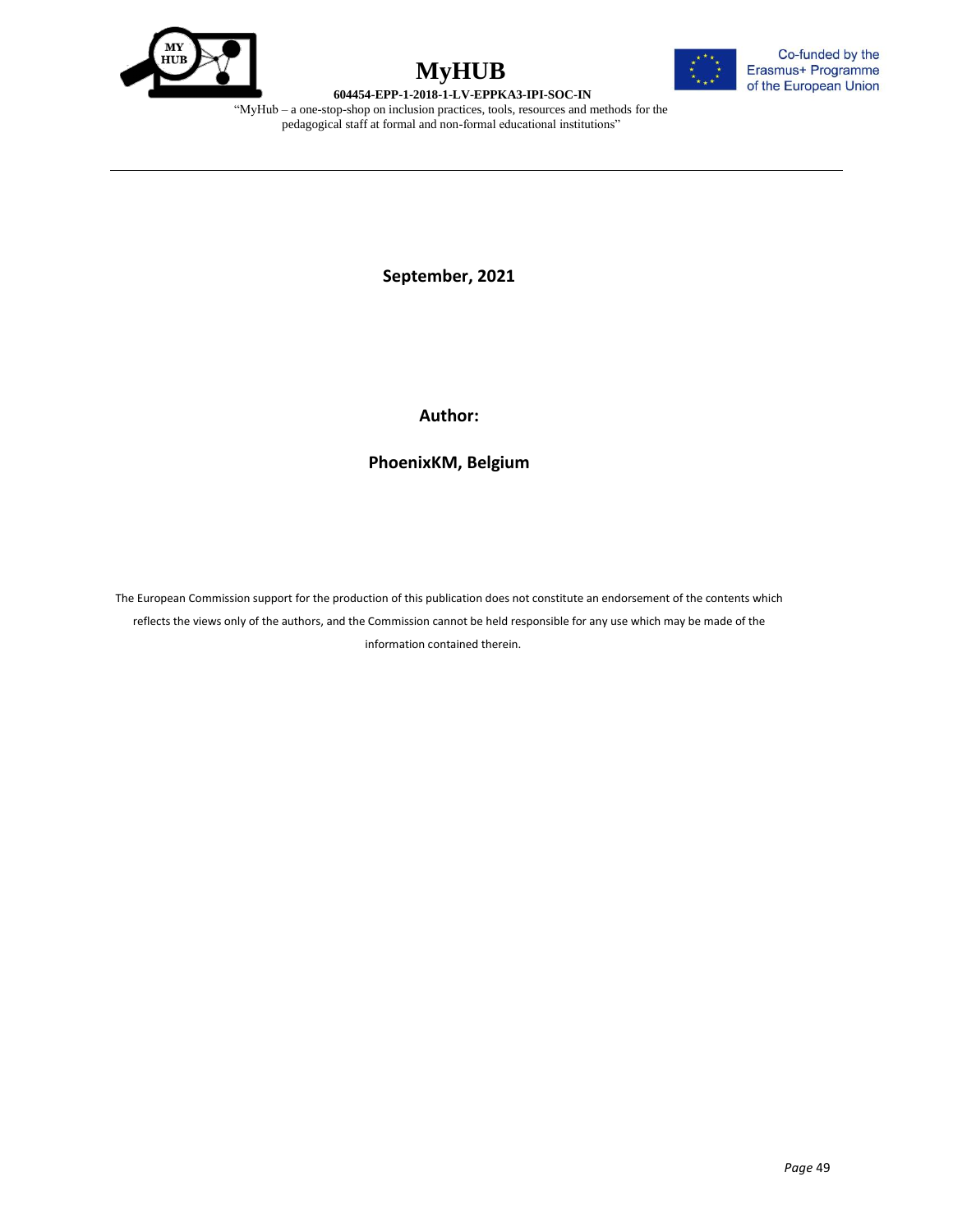**September, 2021**

**Author:**

**PhoenixKM, Belgium**

The European Commission support for the production of this publication does not constitute an endorsement of the contents which reflects the views only of the authors, and the Commission cannot be held responsible for any use which may be made of the information contained therein.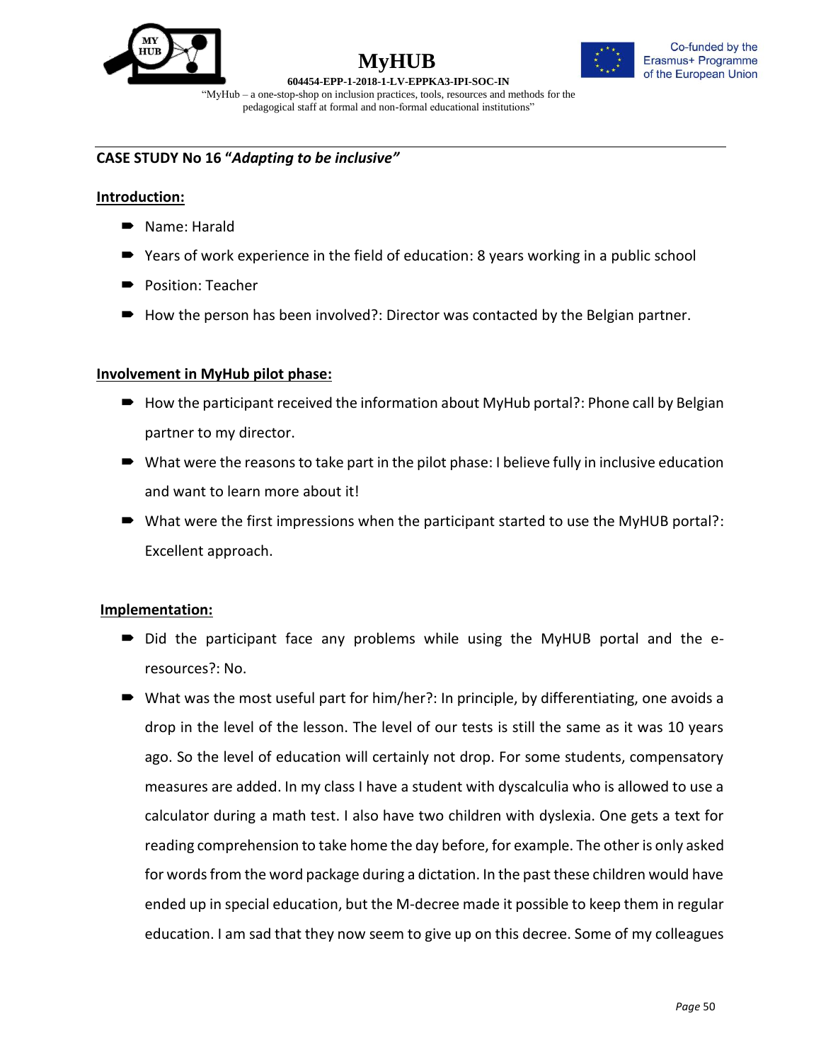## CASE STUDY No 16 "*Adapting to be inclusive"*

### Introduction:

- Name: Harald
- Years of work experience in the field of education: 8 years working in a public school
- Position: Teacher
- How the person has been involved?: Director was contacted by the Belgian partner.

### Involvement in MyHub pilot phase:

- How the participant received the information about MyHub portal?: Phone call by Belgian partner to my director.
- What were the reasons to take part in the pilot phase: I believe fully in inclusive education and want to learn more about it!
- What were the first impressions when the participant started to use the MyHUB portal?: Excellent approach.

### Implementation:

- Did the participant face any problems while using the MyHUB portal and the e-resources?: No.
- What was the most useful part for him/her?: In principle, by differentiating, one avoids a drop in the level of the lesson. The level of our tests is still the same as it was 10 years ago. So the level of education will certainly not drop. For some students, compensatory measures are added. In my class I have a student with dyscalculia who is allowed to use a calculator during a math test. I also have two children with dyslexia. One gets a text for reading comprehension to take home the day before, for example. The other is only asked for words from the word package during a dictation. In the past these children would have ended up in special education, but the M-decree made it possible to keep them in regular education. I am sad that they now seem to give up on this decree. Some of my colleagues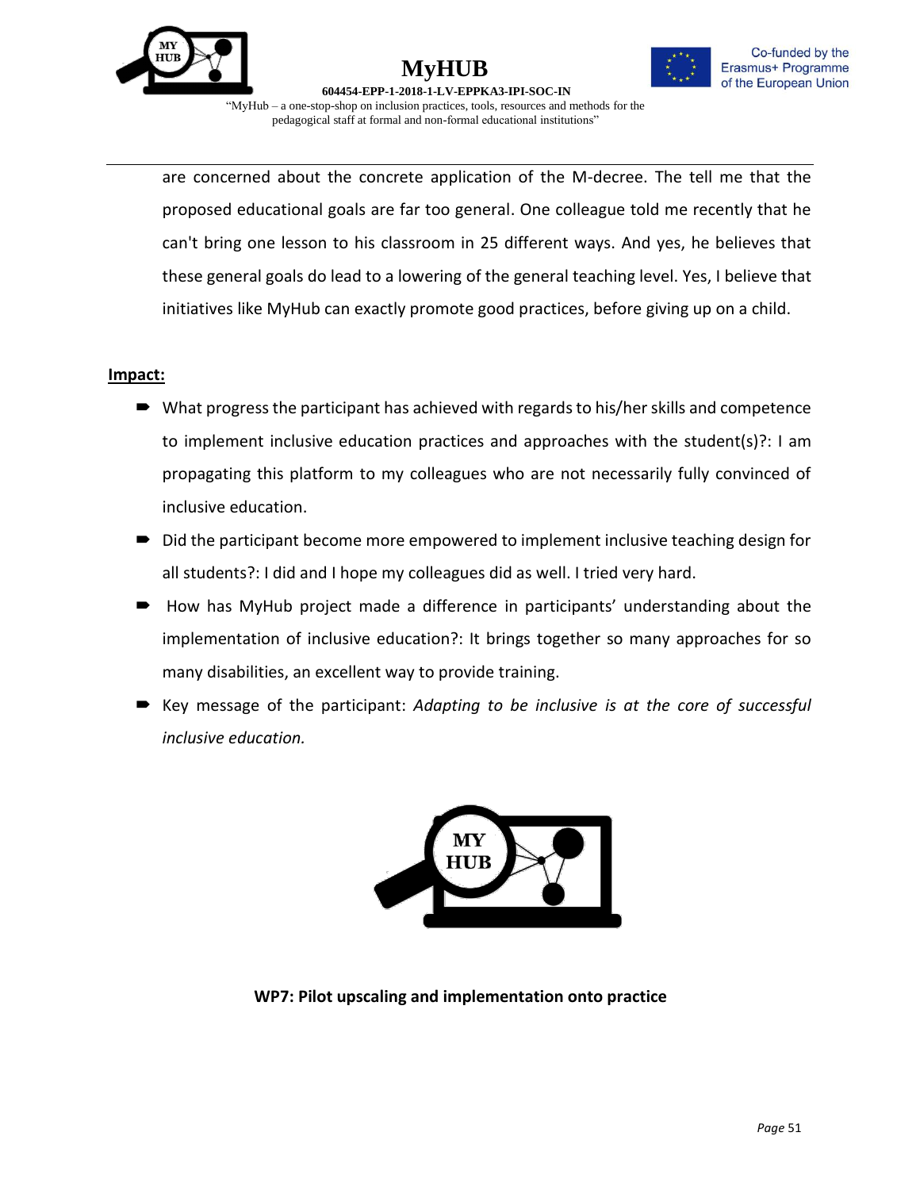are concerned about the concrete application of the M-decree. The tell me that the proposed educational goals are far too general. One colleague told me recently that he can't bring one lesson to his classroom in 25 different ways. And yes, he believes that these general goals do lead to a lowering of the general teaching level. Yes, I believe that initiatives like MyHub can exactly promote good practices, before giving up on a child.

**Impact:**

- What progress the participant has achieved with regards to his/her skills and competence to implement inclusive education practices and approaches with the student(s)?: I am propagating this platform to my colleagues who are not necessarily fully convinced of inclusive education.
- Did the participant become more empowered to implement inclusive teaching design for all students?: I did and I hope my colleagues did as well. I tried very hard.
- How has MyHub project made a difference in participants' understanding about the implementation of inclusive education?: It brings together so many approaches for so many disabilities, an excellent way to provide training.
- Key message of the participant: *Adapting to be inclusive is at the core of successful inclusive education.*

**WP7: Pilot upscaling and implementation onto practice**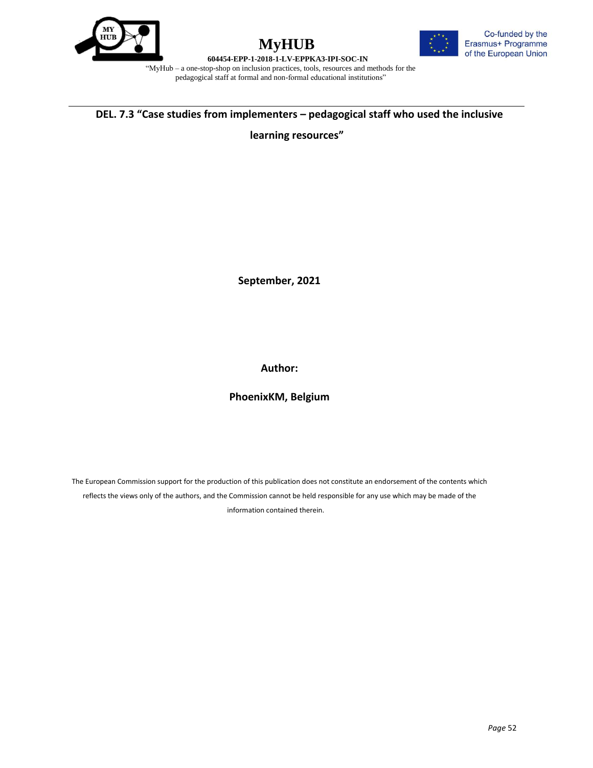# DEL. 7.3 "Case studies from implementers – pedagogical staff who used the inclusive learning resources"

**September, 2021**

**Author:**

**PhoenixKM, Belgium**

The European Commission support for the production of this publication does not constitute an endorsement of the contents which reflects the views only of the authors, and the Commission cannot be held responsible for any use which may be made of the information contained therein.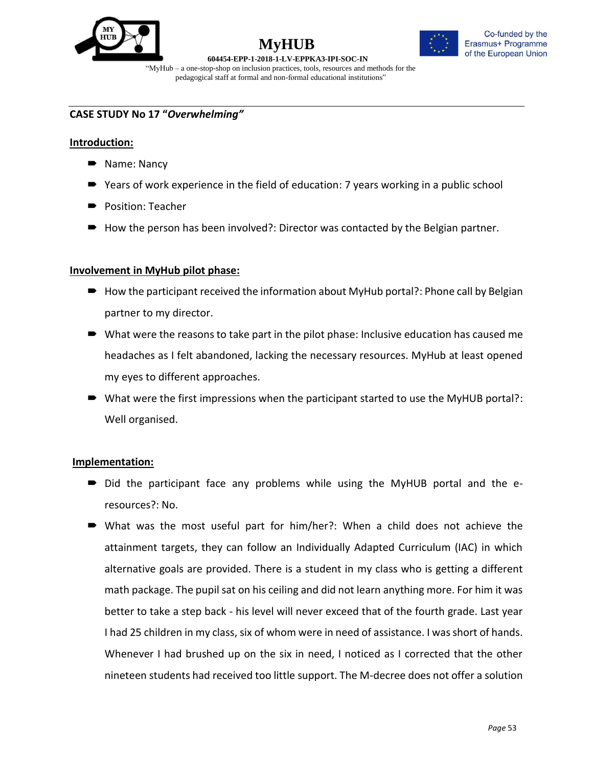**CASE STUDY No 17 "*Overwhelming*"**

**Introduction:**

- Name: Nancy
- Years of work experience in the field of education: 7 years working in a public school
- Position: Teacher
- How the person has been involved?: Director was contacted by the Belgian partner.

**Involvement in MyHub pilot phase:**

- How the participant received the information about MyHub portal?: Phone call by Belgian partner to my director.
- What were the reasons to take part in the pilot phase: Inclusive education has caused me headaches as I felt abandoned, lacking the necessary resources. MyHub at least opened my eyes to different approaches.
- What were the first impressions when the participant started to use the MyHUB portal?: Well organised.

**Implementation:**

- Did the participant face any problems while using the MyHUB portal and the e-resources?: No.
- What was the most useful part for him/her?: When a child does not achieve the attainment targets, they can follow an Individually Adapted Curriculum (IAC) in which alternative goals are provided. There is a student in my class who is getting a different math package. The pupil sat on his ceiling and did not learn anything more. For him it was better to take a step back - his level will never exceed that of the fourth grade. Last year I had 25 children in my class, six of whom were in need of assistance. I was short of hands. Whenever I had brushed up on the six in need, I noticed as I corrected that the other nineteen students had received too little support. The M-decree does not offer a solution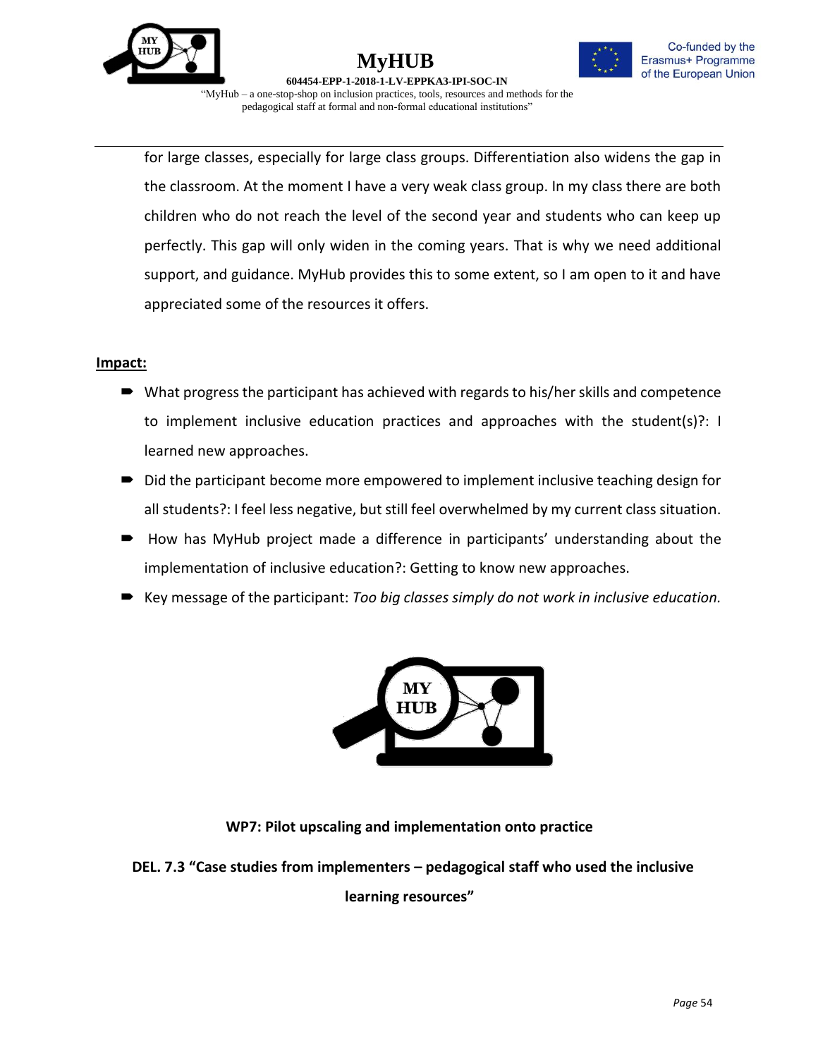for large classes, especially for large class groups. Differentiation also widens the gap in the classroom. At the moment I have a very weak class group. In my class there are both children who do not reach the level of the second year and students who can keep up perfectly. This gap will only widen in the coming years. That is why we need additional support, and guidance. MyHub provides this to some extent, so I am open to it and have appreciated some of the resources it offers.

**Impact:**

- What progress the participant has achieved with regards to his/her skills and competence to implement inclusive education practices and approaches with the student(s)?: I learned new approaches.
- Did the participant become more empowered to implement inclusive teaching design for all students?: I feel less negative, but still feel overwhelmed by my current class situation.
- How has MyHub project made a difference in participants' understanding about the implementation of inclusive education?: Getting to know new approaches.
- Key message of the participant: *Too big classes simply do not work in inclusive education.*

**WP7: Pilot upscaling and implementation onto practice**

**DEL. 7.3 "Case studies from implementers – pedagogical staff who used the inclusive learning resources"**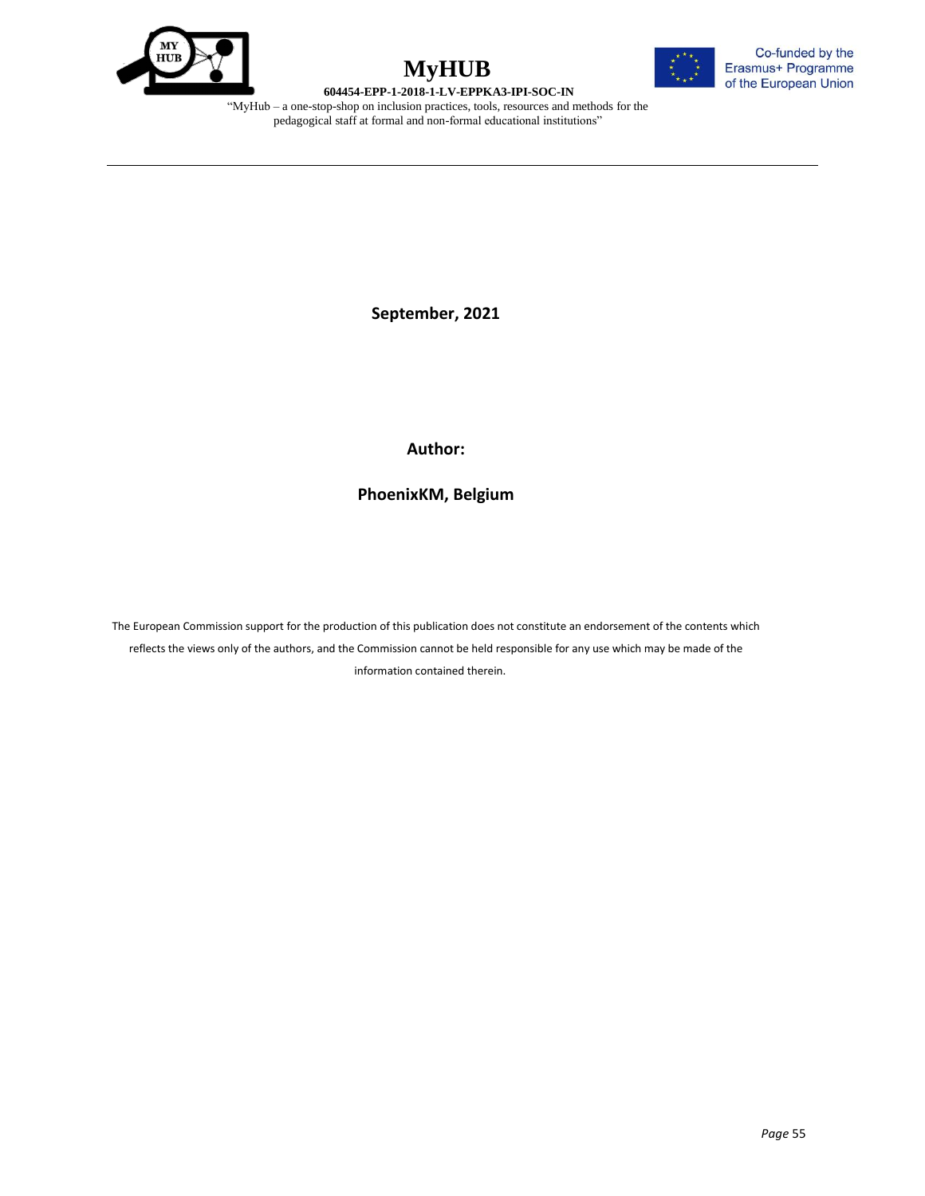**September, 2021**

**Author:**

**PhoenixKM, Belgium**

The European Commission support for the production of this publication does not constitute an endorsement of the contents which reflects the views only of the authors, and the Commission cannot be held responsible for any use which may be made of the information contained therein.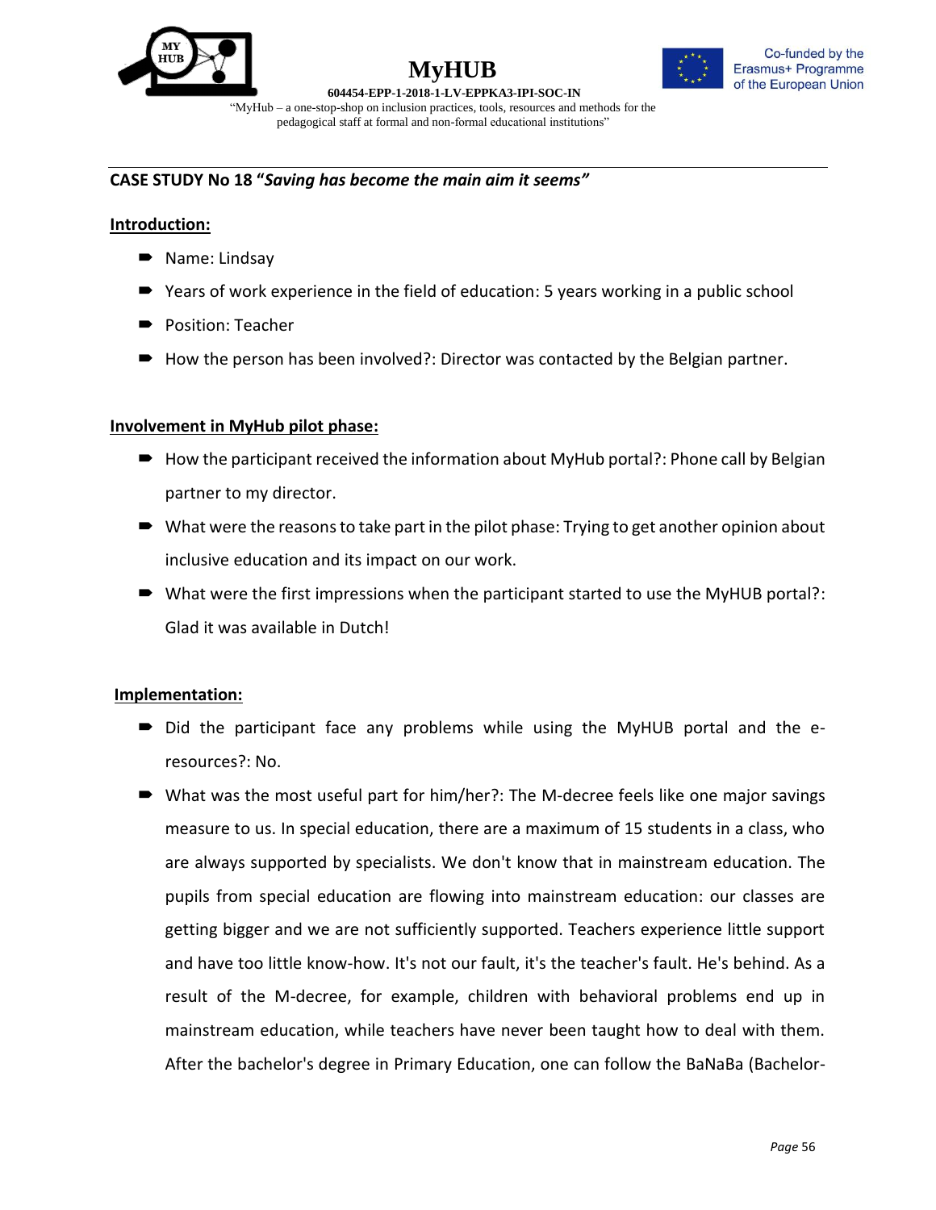## CASE STUDY No 18 "*Saving has become the main aim it seems"*

**Introduction:**

- Name: Lindsay
- Years of work experience in the field of education: 5 years working in a public school
- Position: Teacher
- How the person has been involved?: Director was contacted by the Belgian partner.

**Involvement in MyHub pilot phase:**

- How the participant received the information about MyHub portal?: Phone call by Belgian partner to my director.
- What were the reasons to take part in the pilot phase: Trying to get another opinion about inclusive education and its impact on our work.
- What were the first impressions when the participant started to use the MyHUB portal?: Glad it was available in Dutch!

**Implementation:**

- Did the participant face any problems while using the MyHUB portal and the e-resources?: No.
- What was the most useful part for him/her?: The M-decree feels like one major savings measure to us. In special education, there are a maximum of 15 students in a class, who are always supported by specialists. We don't know that in mainstream education. The pupils from special education are flowing into mainstream education: our classes are getting bigger and we are not sufficiently supported. Teachers experience little support and have too little know-how. It's not our fault, it's the teacher's fault. He's behind. As a result of the M-decree, for example, children with behavioral problems end up in mainstream education, while teachers have never been taught how to deal with them. After the bachelor's degree in Primary Education, one can follow the BaNaBa (Bachelor-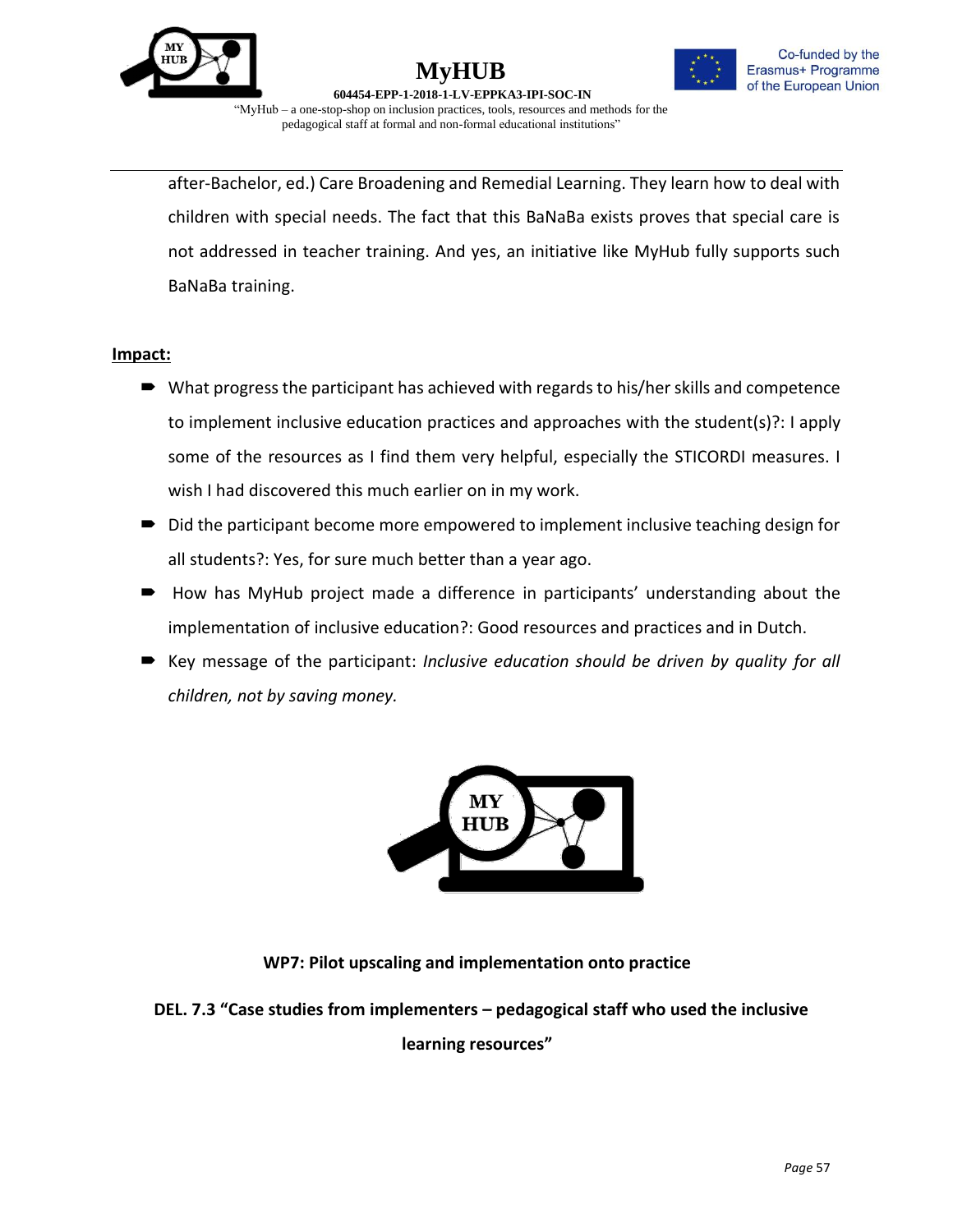after-Bachelor, ed.) Care Broadening and Remedial Learning. They learn how to deal with children with special needs. The fact that this BaNaBa exists proves that special care is not addressed in teacher training. And yes, an initiative like MyHub fully supports such BaNaBa training.

**Impact:**

- What progress the participant has achieved with regards to his/her skills and competence to implement inclusive education practices and approaches with the student(s)?: I apply some of the resources as I find them very helpful, especially the STICORDI measures. I wish I had discovered this much earlier on in my work.
- Did the participant become more empowered to implement inclusive teaching design for all students?: Yes, for sure much better than a year ago.
- How has MyHub project made a difference in participants' understanding about the implementation of inclusive education?: Good resources and practices and in Dutch.
- Key message of the participant: *Inclusive education should be driven by quality for all children, not by saving money.*

**WP7: Pilot upscaling and implementation onto practice**

**DEL. 7.3 "Case studies from implementers – pedagogical staff who used the inclusive learning resources"**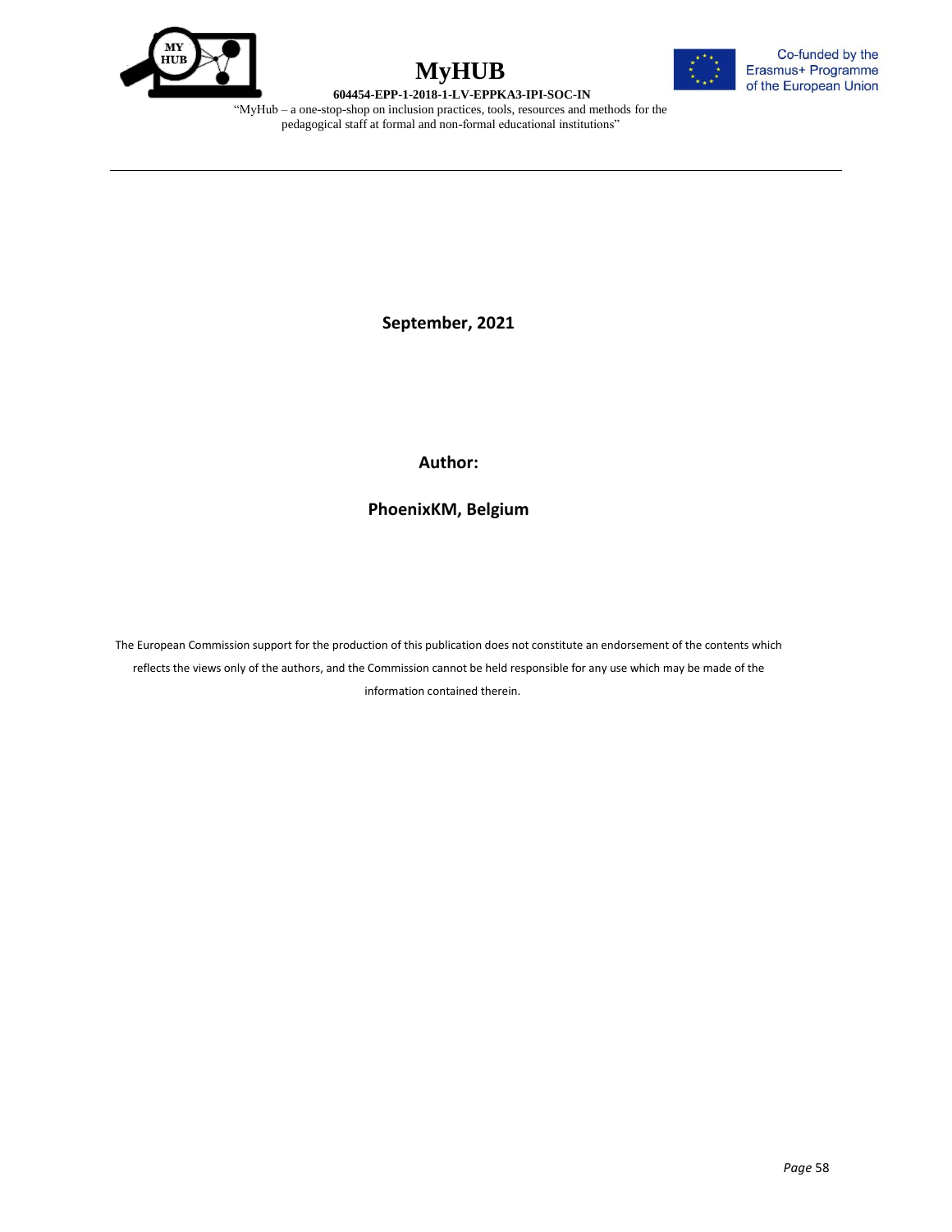**September, 2021**

**Author:**

**PhoenixKM, Belgium**

The European Commission support for the production of this publication does not constitute an endorsement of the contents which reflects the views only of the authors, and the Commission cannot be held responsible for any use which may be made of the information contained therein.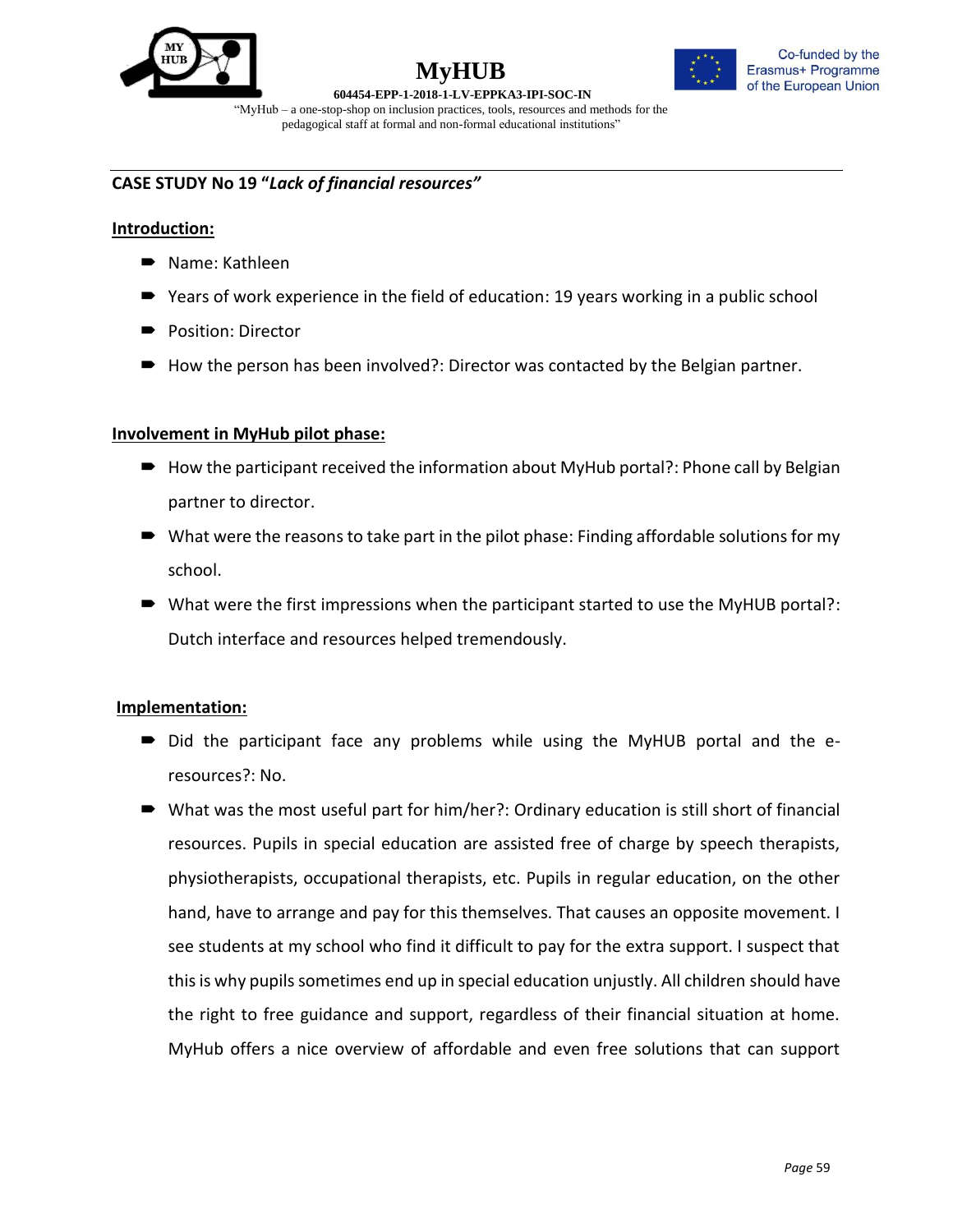**CASE STUDY No 19 "*Lack of financial resources"***

**Introduction:**

- Name: Kathleen
- Years of work experience in the field of education: 19 years working in a public school
- Position: Director
- How the person has been involved?: Director was contacted by the Belgian partner.

**Involvement in MyHub pilot phase:**

- How the participant received the information about MyHub portal?: Phone call by Belgian partner to director.
- What were the reasons to take part in the pilot phase: Finding affordable solutions for my school.
- What were the first impressions when the participant started to use the MyHUB portal?: Dutch interface and resources helped tremendously.

**Implementation:**

- Did the participant face any problems while using the MyHUB portal and the e-resources?: No.
- What was the most useful part for him/her?: Ordinary education is still short of financial resources. Pupils in special education are assisted free of charge by speech therapists, physiotherapists, occupational therapists, etc. Pupils in regular education, on the other hand, have to arrange and pay for this themselves. That causes an opposite movement. I see students at my school who find it difficult to pay for the extra support. I suspect that this is why pupils sometimes end up in special education unjustly. All children should have the right to free guidance and support, regardless of their financial situation at home. MyHub offers a nice overview of affordable and even free solutions that can support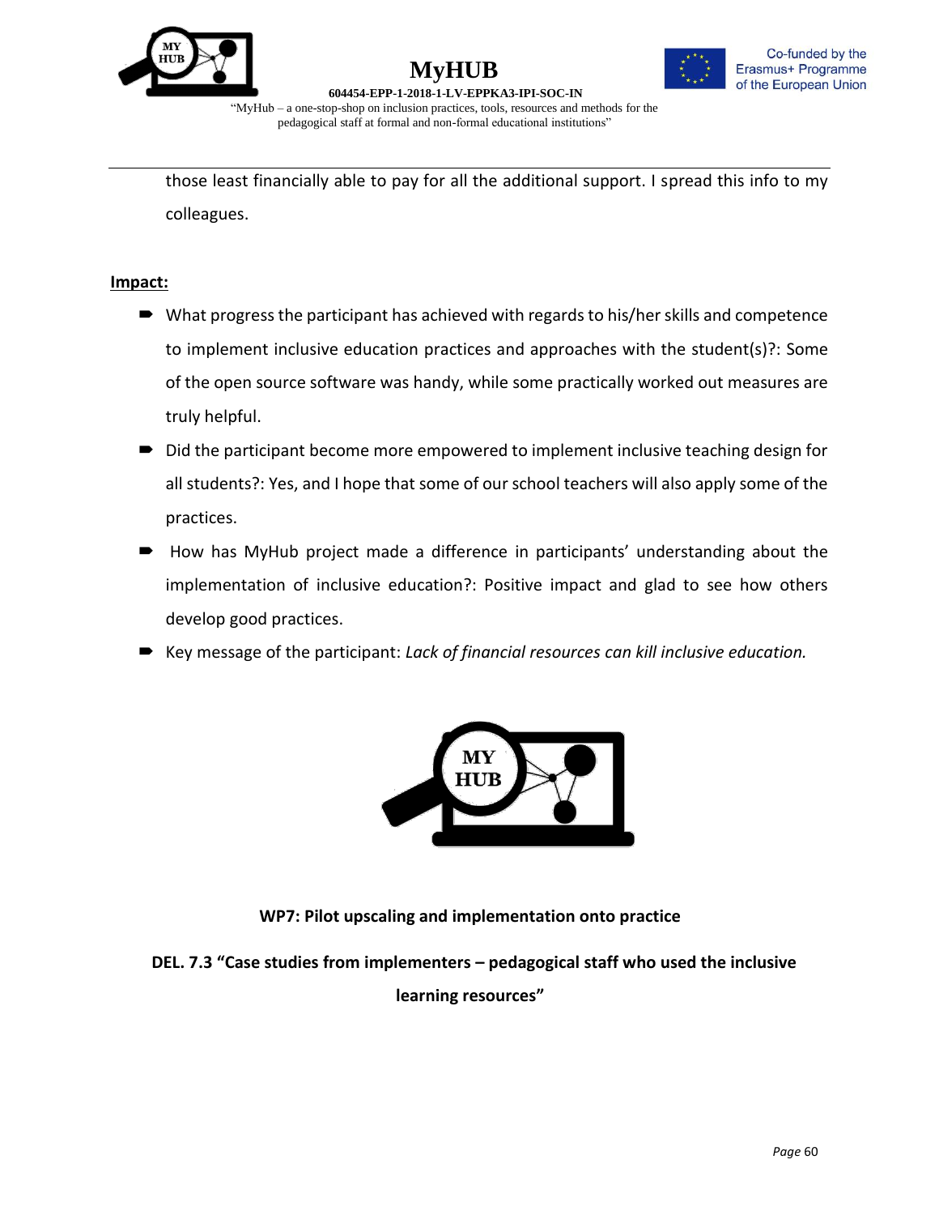those least financially able to pay for all the additional support. I spread this info to my colleagues.

**Impact:**

- What progress the participant has achieved with regards to his/her skills and competence to implement inclusive education practices and approaches with the student(s)?: Some of the open source software was handy, while some practically worked out measures are truly helpful.
- Did the participant become more empowered to implement inclusive teaching design for all students?: Yes, and I hope that some of our school teachers will also apply some of the practices.
- How has MyHub project made a difference in participants' understanding about the implementation of inclusive education?: Positive impact and glad to see how others develop good practices.
- Key message of the participant: *Lack of financial resources can kill inclusive education.*

**WP7: Pilot upscaling and implementation onto practice**

**DEL. 7.3 "Case studies from implementers – pedagogical staff who used the inclusive learning resources"**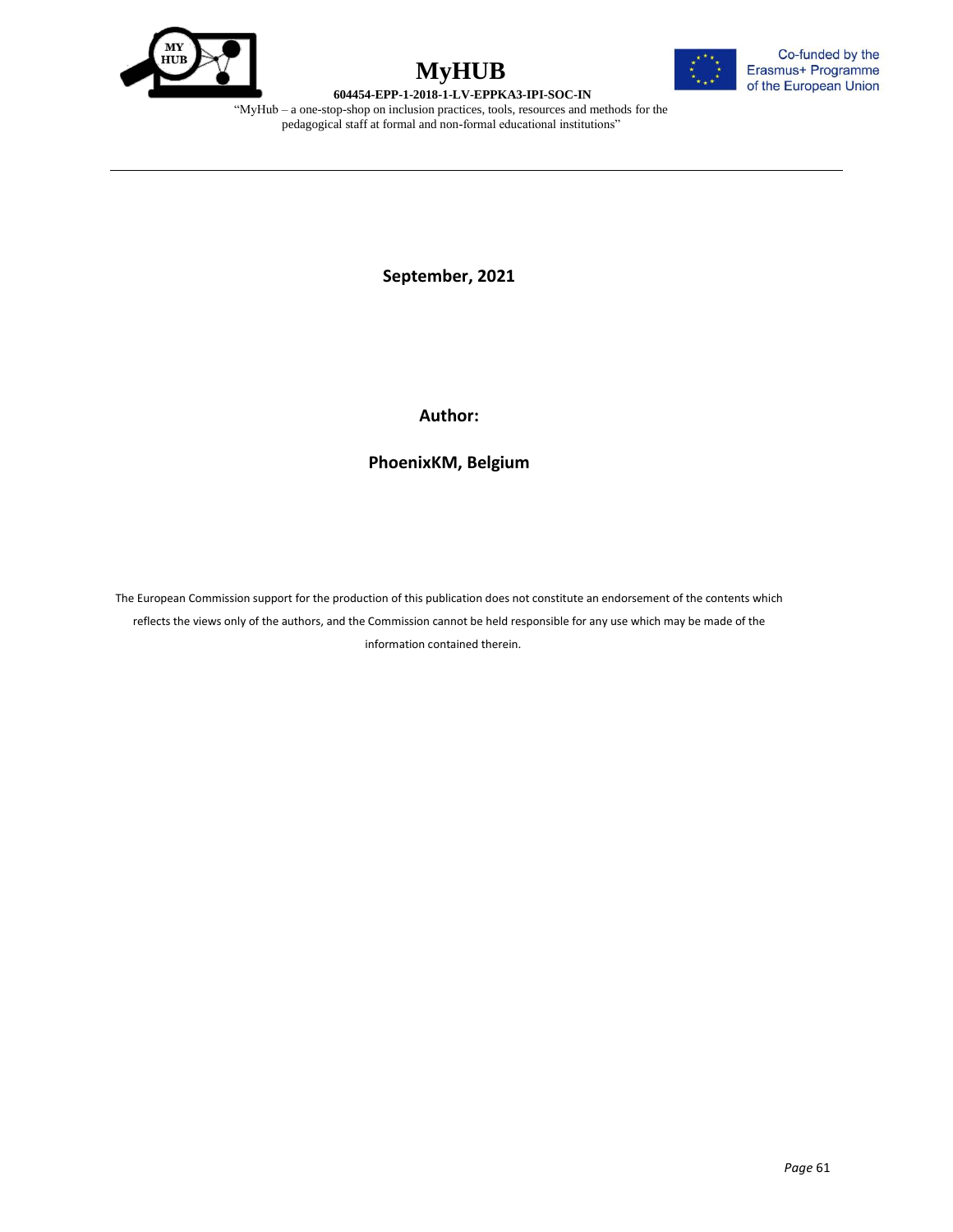**September, 2021**

**Author:**

**PhoenixKM, Belgium**

The European Commission support for the production of this publication does not constitute an endorsement of the contents which reflects the views only of the authors, and the Commission cannot be held responsible for any use which may be made of the information contained therein.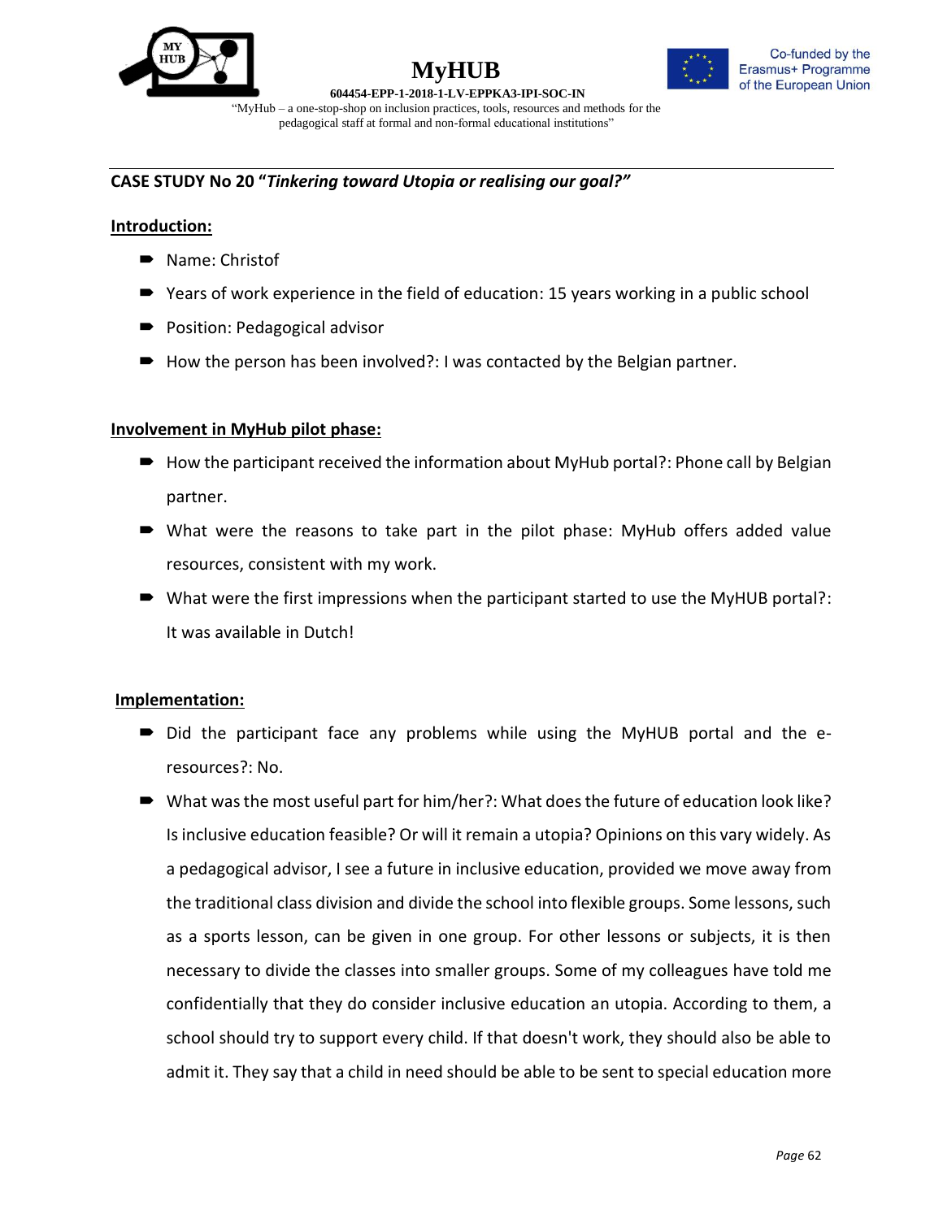**CASE STUDY No 20 "*Tinkering toward Utopia or realising our goal?"***

**Introduction:**

- Name: Christof
- Years of work experience in the field of education: 15 years working in a public school
- Position: Pedagogical advisor
- How the person has been involved?: I was contacted by the Belgian partner.

**Involvement in MyHub pilot phase:**

- How the participant received the information about MyHub portal?: Phone call by Belgian partner.
- What were the reasons to take part in the pilot phase: MyHub offers added value resources, consistent with my work.
- What were the first impressions when the participant started to use the MyHUB portal?: It was available in Dutch!

**Implementation:**

- Did the participant face any problems while using the MyHUB portal and the e-resources?: No.
- What was the most useful part for him/her?: What does the future of education look like? Is inclusive education feasible? Or will it remain a utopia? Opinions on this vary widely. As a pedagogical advisor, I see a future in inclusive education, provided we move away from the traditional class division and divide the school into flexible groups. Some lessons, such as a sports lesson, can be given in one group. For other lessons or subjects, it is then necessary to divide the classes into smaller groups. Some of my colleagues have told me confidentially that they do consider inclusive education an utopia. According to them, a school should try to support every child. If that doesn't work, they should also be able to admit it. They say that a child in need should be able to be sent to special education more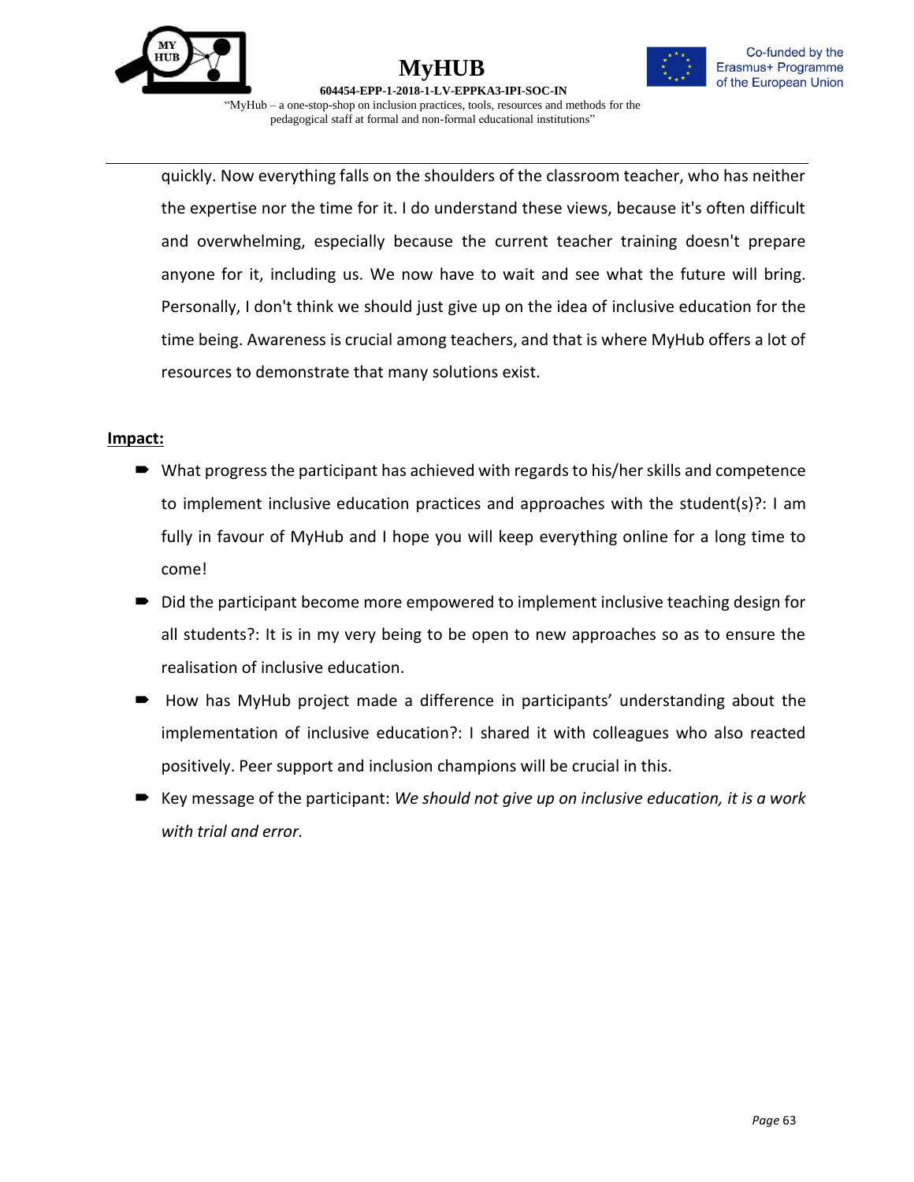quickly. Now everything falls on the shoulders of the classroom teacher, who has neither the expertise nor the time for it. I do understand these views, because it's often difficult and overwhelming, especially because the current teacher training doesn't prepare anyone for it, including us. We now have to wait and see what the future will bring. Personally, I don't think we should just give up on the idea of inclusive education for the time being. Awareness is crucial among teachers, and that is where MyHub offers a lot of resources to demonstrate that many solutions exist.

**Impact:**

- What progress the participant has achieved with regards to his/her skills and competence to implement inclusive education practices and approaches with the student(s)?: I am fully in favour of MyHub and I hope you will keep everything online for a long time to come!
- Did the participant become more empowered to implement inclusive teaching design for all students?: It is in my very being to be open to new approaches so as to ensure the realisation of inclusive education.
- How has MyHub project made a difference in participants' understanding about the implementation of inclusive education?: I shared it with colleagues who also reacted positively. Peer support and inclusion champions will be crucial in this.
- Key message of the participant: *We should not give up on inclusive education, it is a work with trial and error.*